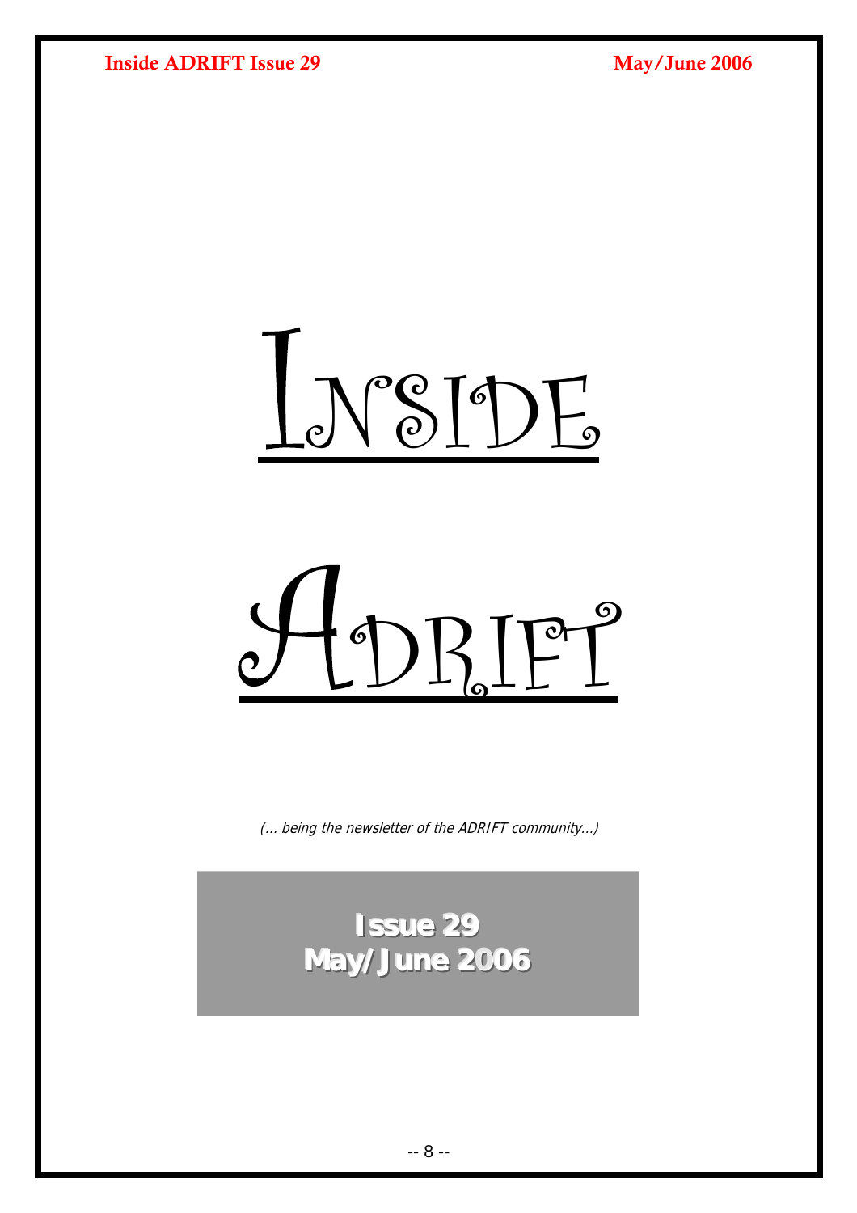# Inside

# Adrift

*(... being the newsletter of the ADRIFT community...)*

**Issue 29**
**May/June 2006**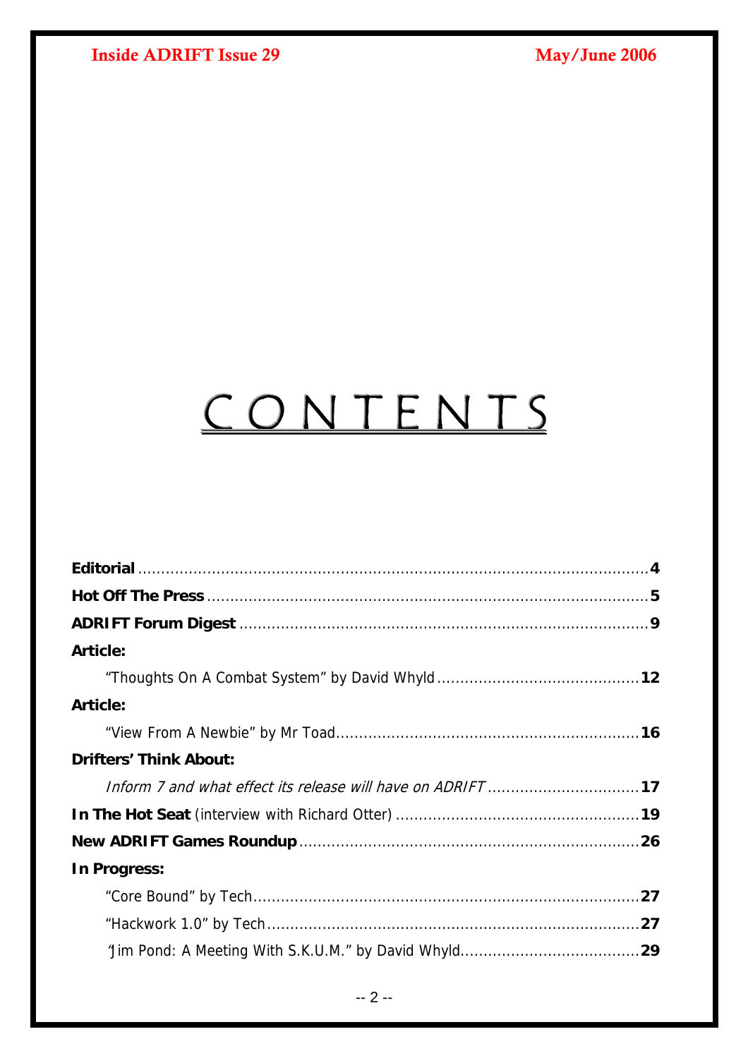# CONTENTS

**Editorial** .......... **4**

**Hot Off The Press** .......... **5**

**ADRIFT Forum Digest** .......... **9**

**Article:**

"Thoughts On A Combat System" by David Whyld .......... **12**

**Article:**

"View From A Newbie" by Mr Toad .......... **16**

**Drifters' Think About:**

*Inform 7 and what effect its release will have on ADRIFT* .......... **17**

**In The Hot Seat** (interview with Richard Otter) .......... **19**

**New ADRIFT Games Roundup** .......... **26**

**In Progress:**

"Core Bound" by Tech .......... **27**

"Hackwork 1.0" by Tech .......... **27**

'Jim Pond: A Meeting With S.K.U.M." by David Whyld .......... **29**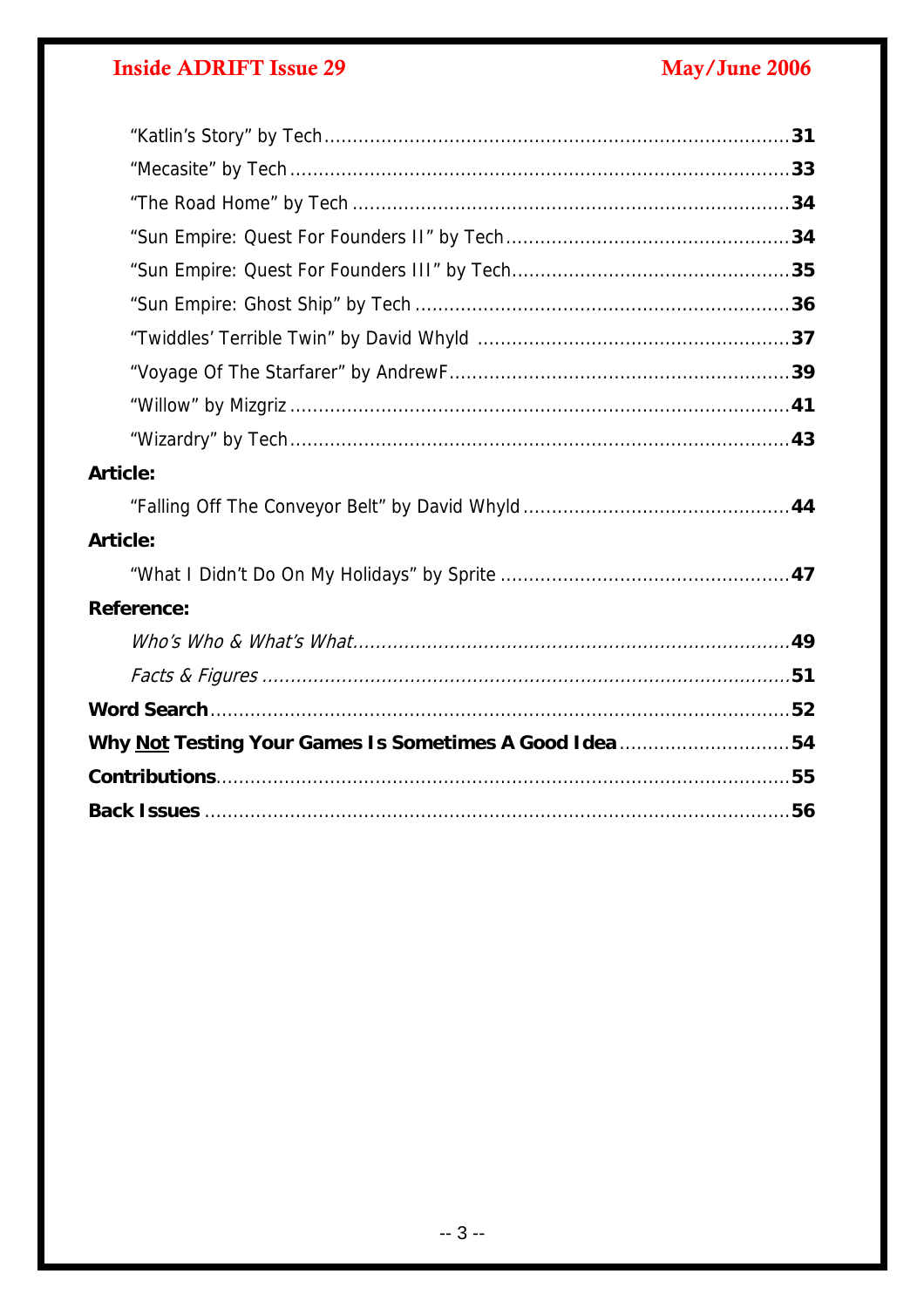"Katlin's Story" by Tech ........ **31**

"Mecasite" by Tech ........ **33**

"The Road Home" by Tech ........ **34**

"Sun Empire: Quest For Founders II" by Tech ........ **34**

"Sun Empire: Quest For Founders III" by Tech ........ **35**

"Sun Empire: Ghost Ship" by Tech ........ **36**

"Twiddles' Terrible Twin" by David Whyld ........ **37**

"Voyage Of The Starfarer" by AndrewF ........ **39**

"Willow" by Mizgriz ........ **41**

"Wizardry" by Tech ........ **43**

**Article:**

"Falling Off The Conveyor Belt" by David Whyld ........ **44**

**Article:**

"What I Didn't Do On My Holidays" by Sprite ........ **47**

**Reference:**

*Who's Who & What's What* ........ **49**

*Facts & Figures* ........ **51**

**Word Search** ........ 52

**Why Not Testing Your Games Is Sometimes A Good Idea** ........ 54

**Contributions** ........ 55

**Back Issues** ........ 56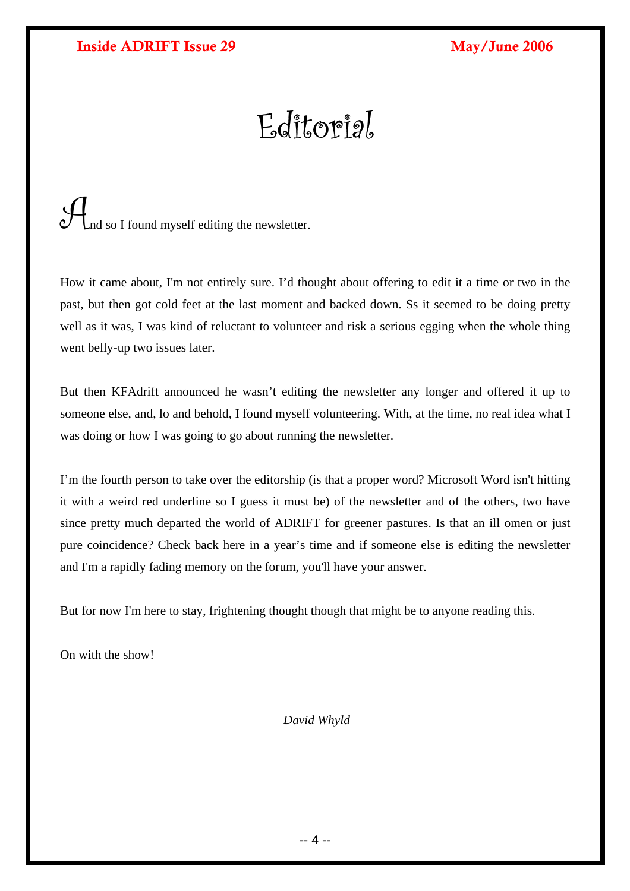# Editorial

And so I found myself editing the newsletter.

How it came about, I'm not entirely sure. I'd thought about offering to edit it a time or two in the past, but then got cold feet at the last moment and backed down. Ss it seemed to be doing pretty well as it was, I was kind of reluctant to volunteer and risk a serious egging when the whole thing went belly-up two issues later.

But then KFAdrift announced he wasn't editing the newsletter any longer and offered it up to someone else, and, lo and behold, I found myself volunteering. With, at the time, no real idea what I was doing or how I was going to go about running the newsletter.

I'm the fourth person to take over the editorship (is that a proper word? Microsoft Word isn't hitting it with a weird red underline so I guess it must be) of the newsletter and of the others, two have since pretty much departed the world of ADRIFT for greener pastures. Is that an ill omen or just pure coincidence? Check back here in a year's time and if someone else is editing the newsletter and I'm a rapidly fading memory on the forum, you'll have your answer.

But for now I'm here to stay, frightening thought though that might be to anyone reading this.

On with the show!

*David Whyld*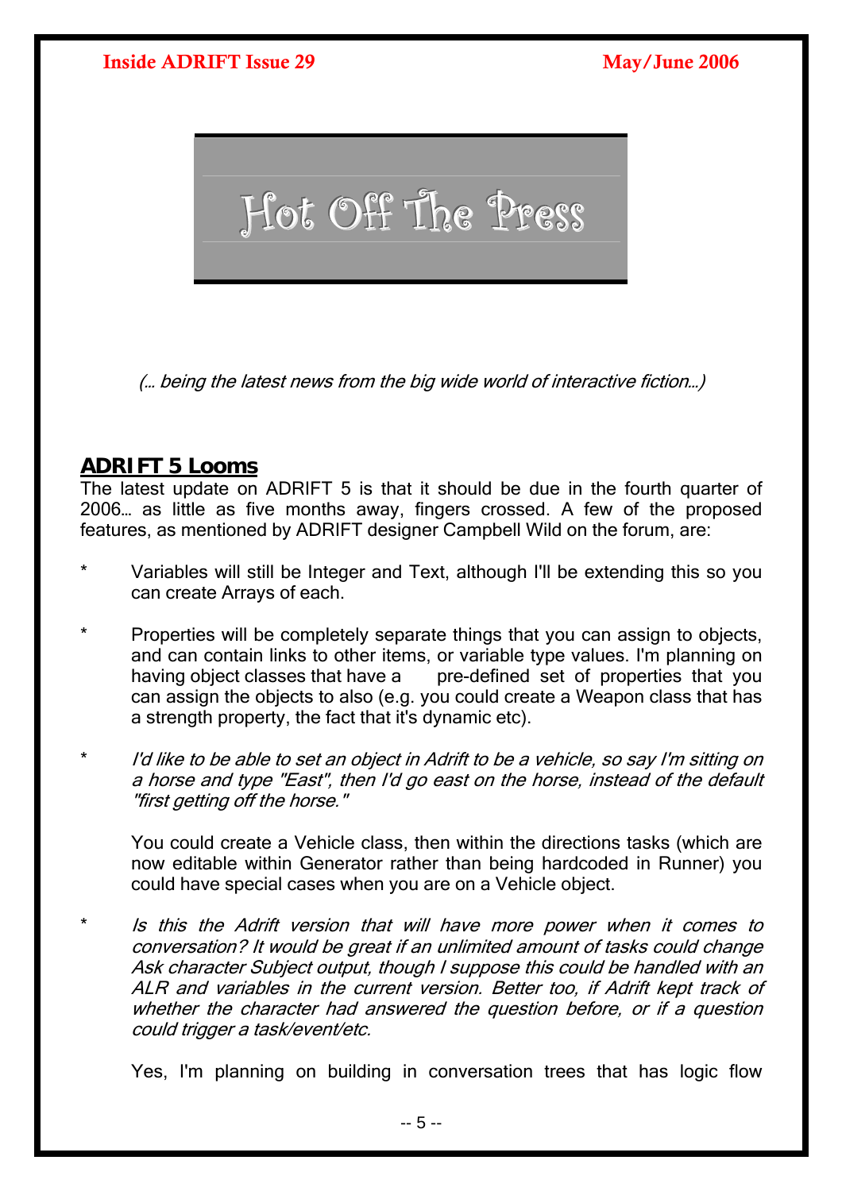# Hot Off The Press

*(… being the latest news from the big wide world of interactive fiction…)*

## ADRIFT 5 Looms

The latest update on ADRIFT 5 is that it should be due in the fourth quarter of 2006… as little as five months away, fingers crossed. A few of the proposed features, as mentioned by ADRIFT designer Campbell Wild on the forum, are:

* Variables will still be Integer and Text, although I'll be extending this so you can create Arrays of each.

* Properties will be completely separate things that you can assign to objects, and can contain links to other items, or variable type values. I'm planning on having object classes that have a pre-defined set of properties that you can assign the objects to also (e.g. you could create a Weapon class that has a strength property, the fact that it's dynamic etc).

* *I'd like to be able to set an object in Adrift to be a vehicle, so say I'm sitting on a horse and type "East", then I'd go east on the horse, instead of the default "first getting off the horse."*

  You could create a Vehicle class, then within the directions tasks (which are now editable within Generator rather than being hardcoded in Runner) you could have special cases when you are on a Vehicle object.

* *Is this the Adrift version that will have more power when it comes to conversation? It would be great if an unlimited amount of tasks could change Ask character Subject output, though I suppose this could be handled with an ALR and variables in the current version. Better too, if Adrift kept track of whether the character had answered the question before, or if a question could trigger a task/event/etc.*

  Yes, I'm planning on building in conversation trees that has logic flow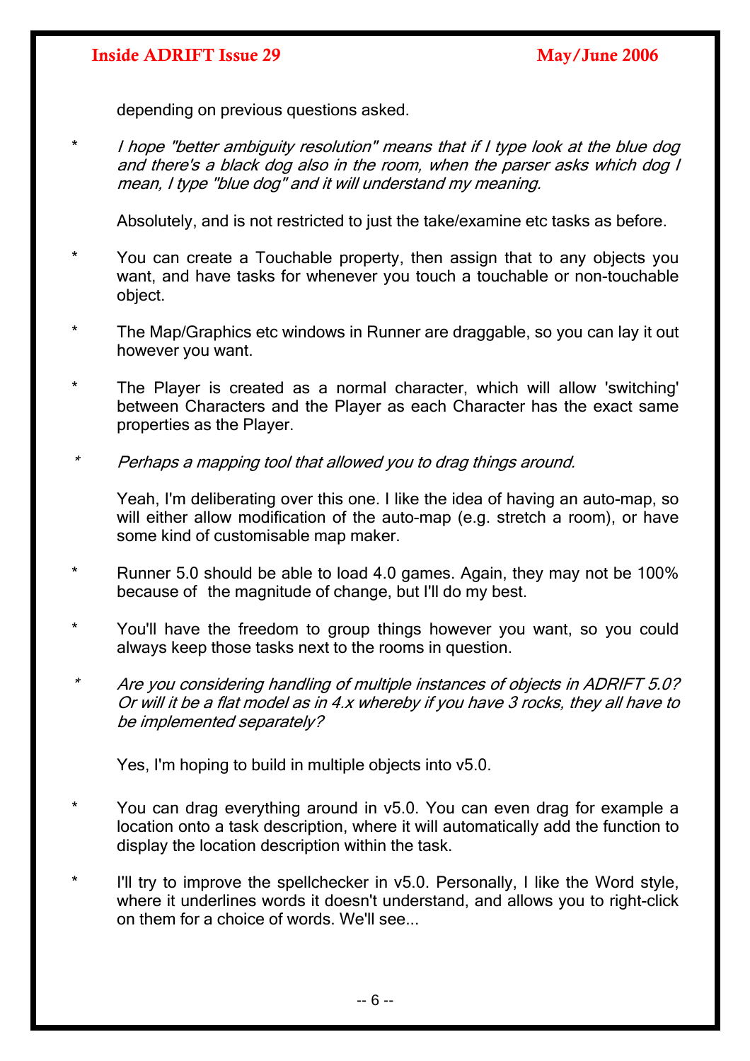depending on previous questions asked.

* *I hope "better ambiguity resolution" means that if I type look at the blue dog and there's a black dog also in the room, when the parser asks which dog I mean, I type "blue dog" and it will understand my meaning.*

  Absolutely, and is not restricted to just the take/examine etc tasks as before.

* You can create a Touchable property, then assign that to any objects you want, and have tasks for whenever you touch a touchable or non-touchable object.

* The Map/Graphics etc windows in Runner are draggable, so you can lay it out however you want.

* The Player is created as a normal character, which will allow 'switching' between Characters and the Player as each Character has the exact same properties as the Player.

* *Perhaps a mapping tool that allowed you to drag things around.*

  Yeah, I'm deliberating over this one. I like the idea of having an auto-map, so will either allow modification of the auto-map (e.g. stretch a room), or have some kind of customisable map maker.

* Runner 5.0 should be able to load 4.0 games. Again, they may not be 100% because of the magnitude of change, but I'll do my best.

* You'll have the freedom to group things however you want, so you could always keep those tasks next to the rooms in question.

* *Are you considering handling of multiple instances of objects in ADRIFT 5.0? Or will it be a flat model as in 4.x whereby if you have 3 rocks, they all have to be implemented separately?*

  Yes, I'm hoping to build in multiple objects into v5.0.

* You can drag everything around in v5.0. You can even drag for example a location onto a task description, where it will automatically add the function to display the location description within the task.

* I'll try to improve the spellchecker in v5.0. Personally, I like the Word style, where it underlines words it doesn't understand, and allows you to right-click on them for a choice of words. We'll see...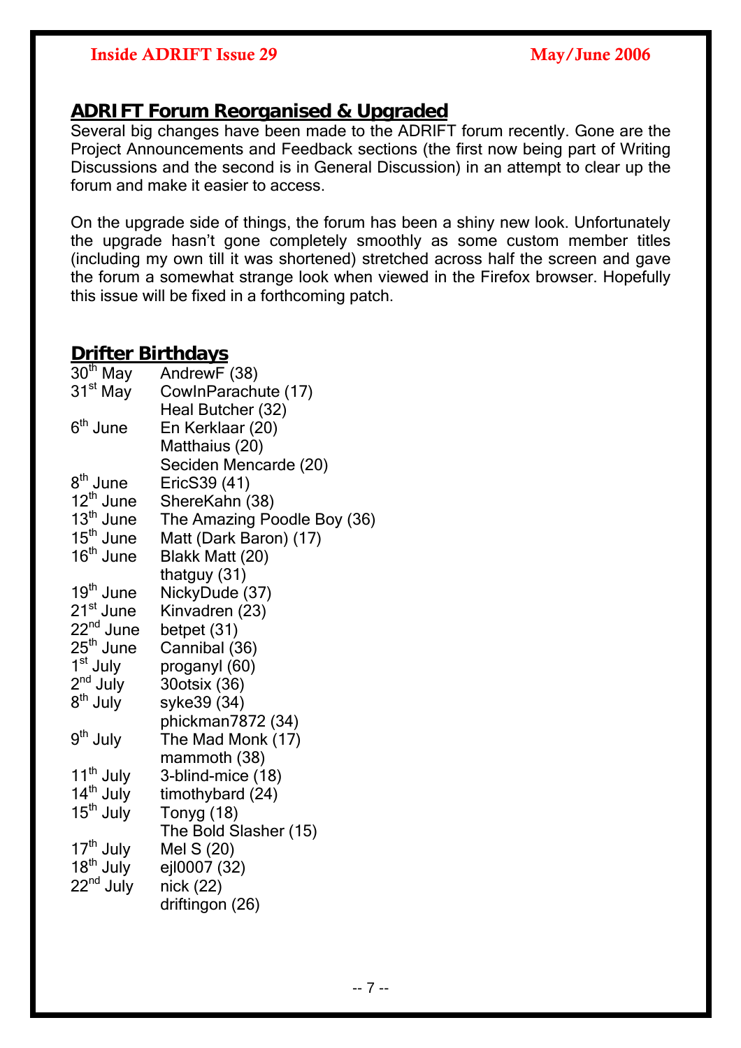## ADRIFT Forum Reorganised & Upgraded

Several big changes have been made to the ADRIFT forum recently. Gone are the Project Announcements and Feedback sections (the first now being part of Writing Discussions and the second is in General Discussion) in an attempt to clear up the forum and make it easier to access.

On the upgrade side of things, the forum has been a shiny new look. Unfortunately the upgrade hasn't gone completely smoothly as some custom member titles (including my own till it was shortened) stretched across half the screen and gave the forum a somewhat strange look when viewed in the Firefox browser. Hopefully this issue will be fixed in a forthcoming patch.

## Drifter Birthdays

| | |
|---|---|
| 30th May | AndrewF (38) |
| 31st May | CowInParachute (17) |
| | Heal Butcher (32) |
| 6th June | En Kerklaar (20) |
| | Matthaius (20) |
| | Seciden Mencarde (20) |
| 8th June | EricS39 (41) |
| 12th June | ShereKahn (38) |
| 13th June | The Amazing Poodle Boy (36) |
| 15th June | Matt (Dark Baron) (17) |
| 16th June | Blakk Matt (20) |
| | thatguy (31) |
| 19th June | NickyDude (37) |
| 21st June | Kinvadren (23) |
| 22nd June | betpet (31) |
| 25th June | Cannibal (36) |
| 1st July | proganyl (60) |
| 2nd July | 30otsix (36) |
| 8th July | syke39 (34) |
| | phickman7872 (34) |
| 9th July | The Mad Monk (17) |
| | mammoth (38) |
| 11th July | 3-blind-mice (18) |
| 14th July | timothybard (24) |
| 15th July | Tonyg (18) |
| | The Bold Slasher (15) |
| 17th July | Mel S (20) |
| 18th July | ejl0007 (32) |
| 22nd July | nick (22) |
| | driftingon (26) |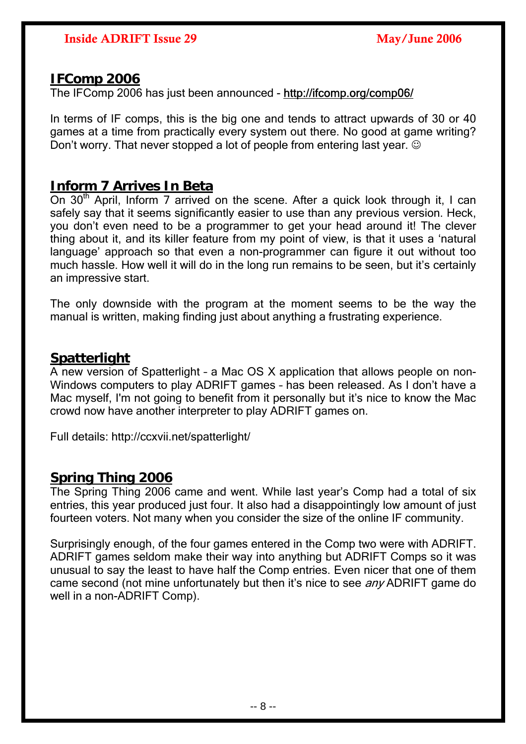## IFComp 2006

The IFComp 2006 has just been announced - http://ifcomp.org/comp06/

In terms of IF comps, this is the big one and tends to attract upwards of 30 or 40 games at a time from practically every system out there. No good at game writing? Don't worry. That never stopped a lot of people from entering last year. ☺

## Inform 7 Arrives In Beta

On 30th April, Inform 7 arrived on the scene. After a quick look through it, I can safely say that it seems significantly easier to use than any previous version. Heck, you don't even need to be a programmer to get your head around it! The clever thing about it, and its killer feature from my point of view, is that it uses a 'natural language' approach so that even a non-programmer can figure it out without too much hassle. How well it will do in the long run remains to be seen, but it's certainly an impressive start.

The only downside with the program at the moment seems to be the way the manual is written, making finding just about anything a frustrating experience.

## Spatterlight

A new version of Spatterlight – a Mac OS X application that allows people on non-Windows computers to play ADRIFT games – has been released. As I don't have a Mac myself, I'm not going to benefit from it personally but it's nice to know the Mac crowd now have another interpreter to play ADRIFT games on.

Full details: http://ccxvii.net/spatterlight/

## Spring Thing 2006

The Spring Thing 2006 came and went. While last year's Comp had a total of six entries, this year produced just four. It also had a disappointingly low amount of just fourteen voters. Not many when you consider the size of the online IF community.

Surprisingly enough, of the four games entered in the Comp two were with ADRIFT. ADRIFT games seldom make their way into anything but ADRIFT Comps so it was unusual to say the least to have half the Comp entries. Even nicer that one of them came second (not mine unfortunately but then it's nice to see *any* ADRIFT game do well in a non-ADRIFT Comp).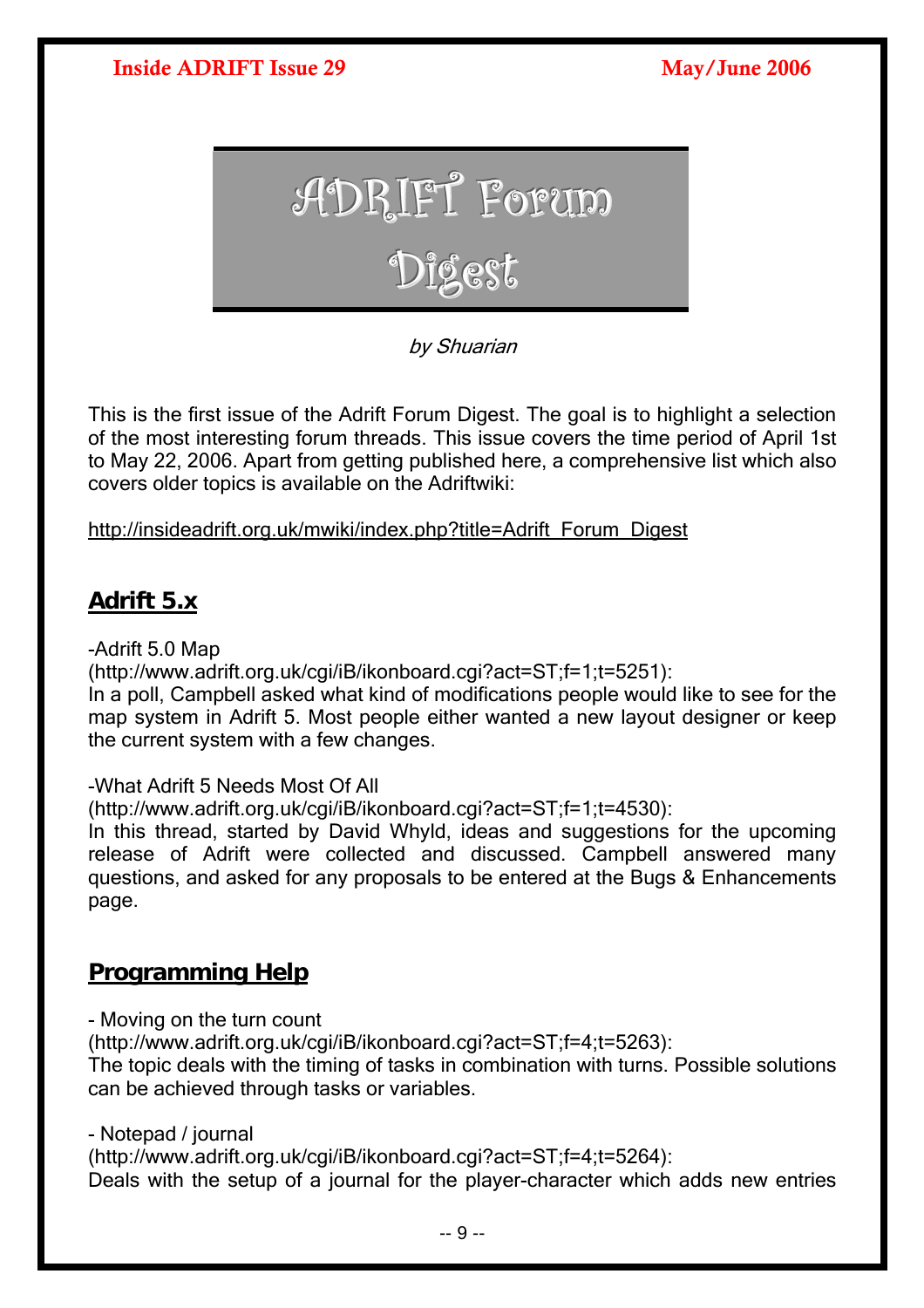# ADRIFT Forum Digest

*by Shuarian*

This is the first issue of the Adrift Forum Digest. The goal is to highlight a selection of the most interesting forum threads. This issue covers the time period of April 1st to May 22, 2006. Apart from getting published here, a comprehensive list which also covers older topics is available on the Adriftwiki:

http://insideadrift.org.uk/mwiki/index.php?title=Adrift_Forum_Digest

## Adrift 5.x

-Adrift 5.0 Map
(http://www.adrift.org.uk/cgi/iB/ikonboard.cgi?act=ST;f=1;t=5251):
In a poll, Campbell asked what kind of modifications people would like to see for the map system in Adrift 5. Most people either wanted a new layout designer or keep the current system with a few changes.

-What Adrift 5 Needs Most Of All
(http://www.adrift.org.uk/cgi/iB/ikonboard.cgi?act=ST;f=1;t=4530):
In this thread, started by David Whyld, ideas and suggestions for the upcoming release of Adrift were collected and discussed. Campbell answered many questions, and asked for any proposals to be entered at the Bugs & Enhancements page.

## Programming Help

- Moving on the turn count
(http://www.adrift.org.uk/cgi/iB/ikonboard.cgi?act=ST;f=4;t=5263):
The topic deals with the timing of tasks in combination with turns. Possible solutions can be achieved through tasks or variables.

- Notepad / journal
(http://www.adrift.org.uk/cgi/iB/ikonboard.cgi?act=ST;f=4;t=5264):
Deals with the setup of a journal for the player-character which adds new entries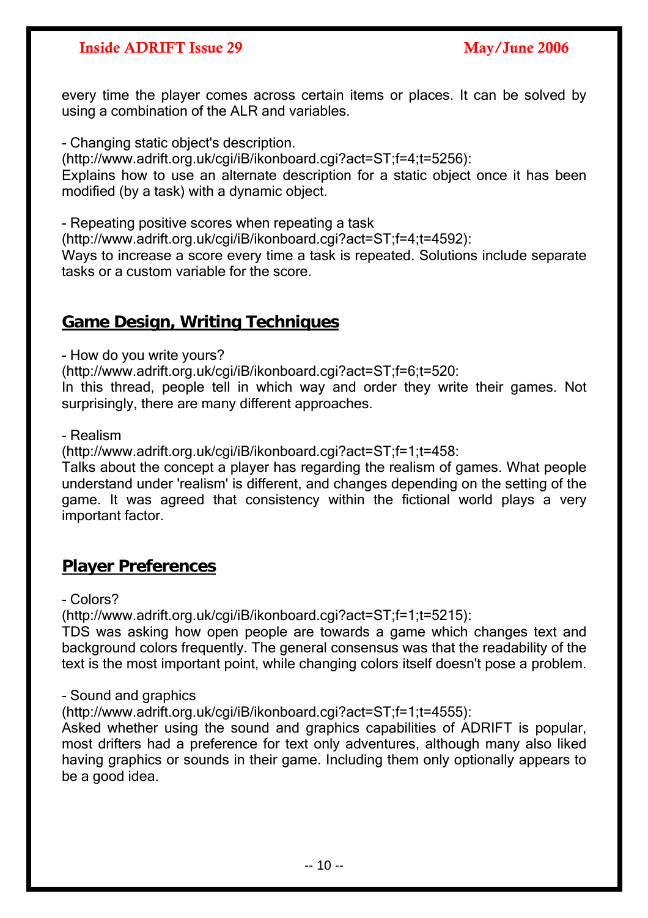every time the player comes across certain items or places. It can be solved by using a combination of the ALR and variables.

- Changing static object's description.
(http://www.adrift.org.uk/cgi/iB/ikonboard.cgi?act=ST;f=4;t=5256):
Explains how to use an alternate description for a static object once it has been modified (by a task) with a dynamic object.

- Repeating positive scores when repeating a task
(http://www.adrift.org.uk/cgi/iB/ikonboard.cgi?act=ST;f=4;t=4592):
Ways to increase a score every time a task is repeated. Solutions include separate tasks or a custom variable for the score.

## Game Design, Writing Techniques

- How do you write yours?
(http://www.adrift.org.uk/cgi/iB/ikonboard.cgi?act=ST;f=6;t=520:
In this thread, people tell in which way and order they write their games. Not surprisingly, there are many different approaches.

- Realism
(http://www.adrift.org.uk/cgi/iB/ikonboard.cgi?act=ST;f=1;t=458:
Talks about the concept a player has regarding the realism of games. What people understand under 'realism' is different, and changes depending on the setting of the game. It was agreed that consistency within the fictional world plays a very important factor.

## Player Preferences

- Colors?
(http://www.adrift.org.uk/cgi/iB/ikonboard.cgi?act=ST;f=1;t=5215):
TDS was asking how open people are towards a game which changes text and background colors frequently. The general consensus was that the readability of the text is the most important point, while changing colors itself doesn't pose a problem.

- Sound and graphics
(http://www.adrift.org.uk/cgi/iB/ikonboard.cgi?act=ST;f=1;t=4555):
Asked whether using the sound and graphics capabilities of ADRIFT is popular, most drifters had a preference for text only adventures, although many also liked having graphics or sounds in their game. Including them only optionally appears to be a good idea.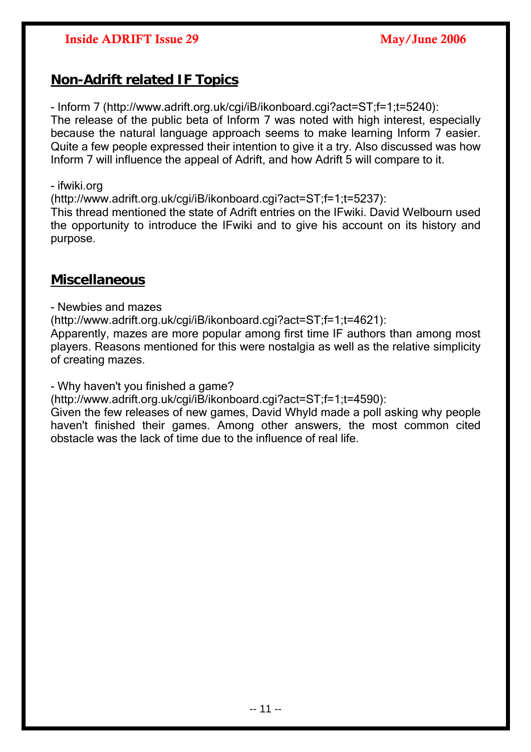## Non-Adrift related IF Topics

- Inform 7 (http://www.adrift.org.uk/cgi/iB/ikonboard.cgi?act=ST;f=1;t=5240):
The release of the public beta of Inform 7 was noted with high interest, especially because the natural language approach seems to make learning Inform 7 easier. Quite a few people expressed their intention to give it a try. Also discussed was how Inform 7 will influence the appeal of Adrift, and how Adrift 5 will compare to it.

- ifwiki.org
(http://www.adrift.org.uk/cgi/iB/ikonboard.cgi?act=ST;f=1;t=5237):
This thread mentioned the state of Adrift entries on the IFwiki. David Welbourn used the opportunity to introduce the IFwiki and to give his account on its history and purpose.

## Miscellaneous

- Newbies and mazes
(http://www.adrift.org.uk/cgi/iB/ikonboard.cgi?act=ST;f=1;t=4621):
Apparently, mazes are more popular among first time IF authors than among most players. Reasons mentioned for this were nostalgia as well as the relative simplicity of creating mazes.

- Why haven't you finished a game?
(http://www.adrift.org.uk/cgi/iB/ikonboard.cgi?act=ST;f=1;t=4590):
Given the few releases of new games, David Whyld made a poll asking why people haven't finished their games. Among other answers, the most common cited obstacle was the lack of time due to the influence of real life.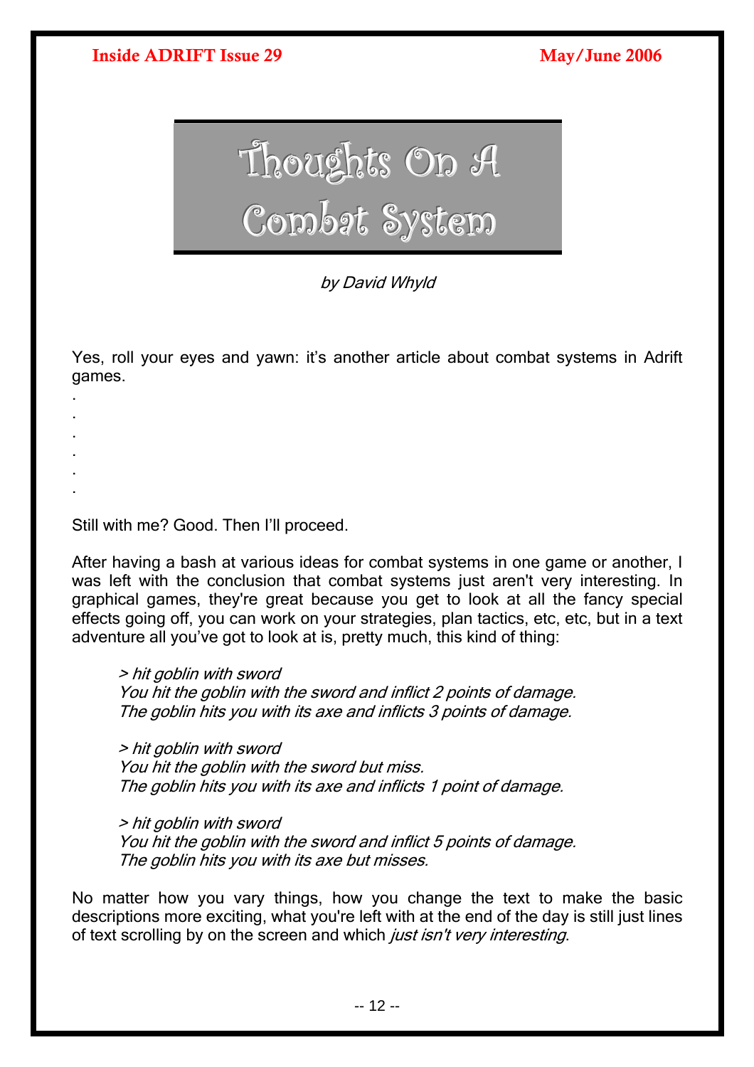# Thoughts On A Combat System

*by David Whyld*

Yes, roll your eyes and yawn: it's another article about combat systems in Adrift games.

.

.

.

.

.

.

Still with me? Good. Then I'll proceed.

After having a bash at various ideas for combat systems in one game or another, I was left with the conclusion that combat systems just aren't very interesting. In graphical games, they're great because you get to look at all the fancy special effects going off, you can work on your strategies, plan tactics, etc, etc, but in a text adventure all you've got to look at is, pretty much, this kind of thing:

> *> hit goblin with sword*
> *You hit the goblin with the sword and inflict 2 points of damage.*
> *The goblin hits you with its axe and inflicts 3 points of damage.*
>
> *> hit goblin with sword*
> *You hit the goblin with the sword but miss.*
> *The goblin hits you with its axe and inflicts 1 point of damage.*
>
> *> hit goblin with sword*
> *You hit the goblin with the sword and inflict 5 points of damage.*
> *The goblin hits you with its axe but misses.*

No matter how you vary things, how you change the text to make the basic descriptions more exciting, what you're left with at the end of the day is still just lines of text scrolling by on the screen and which *just isn't very interesting*.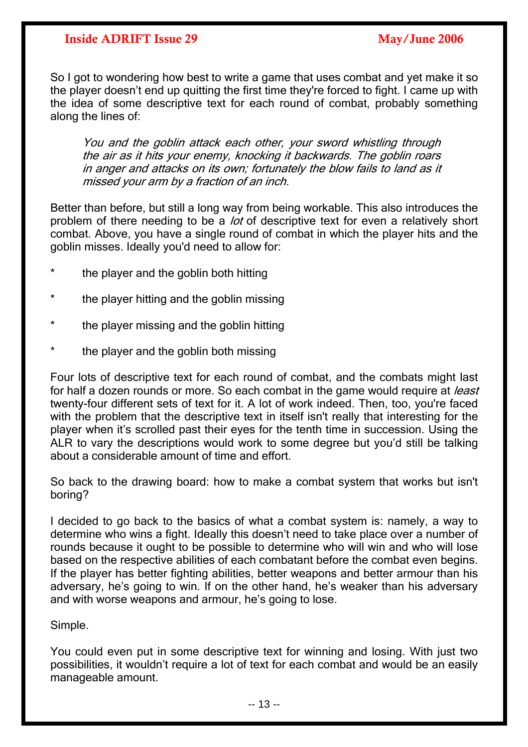So I got to wondering how best to write a game that uses combat and yet make it so the player doesn't end up quitting the first time they're forced to fight. I came up with the idea of some descriptive text for each round of combat, probably something along the lines of:

> *You and the goblin attack each other, your sword whistling through the air as it hits your enemy, knocking it backwards. The goblin roars in anger and attacks on its own; fortunately the blow fails to land as it missed your arm by a fraction of an inch.*

Better than before, but still a long way from being workable. This also introduces the problem of there needing to be a *lot* of descriptive text for even a relatively short combat. Above, you have a single round of combat in which the player hits and the goblin misses. Ideally you'd need to allow for:

* the player and the goblin both hitting
* the player hitting and the goblin missing
* the player missing and the goblin hitting
* the player and the goblin both missing

Four lots of descriptive text for each round of combat, and the combats might last for half a dozen rounds or more. So each combat in the game would require at *least* twenty-four different sets of text for it. A lot of work indeed. Then, too, you're faced with the problem that the descriptive text in itself isn't really that interesting for the player when it's scrolled past their eyes for the tenth time in succession. Using the ALR to vary the descriptions would work to some degree but you'd still be talking about a considerable amount of time and effort.

So back to the drawing board: how to make a combat system that works but isn't boring?

I decided to go back to the basics of what a combat system is: namely, a way to determine who wins a fight. Ideally this doesn't need to take place over a number of rounds because it ought to be possible to determine who will win and who will lose based on the respective abilities of each combatant before the combat even begins. If the player has better fighting abilities, better weapons and better armour than his adversary, he's going to win. If on the other hand, he's weaker than his adversary and with worse weapons and armour, he's going to lose.

Simple.

You could even put in some descriptive text for winning and losing. With just two possibilities, it wouldn't require a lot of text for each combat and would be an easily manageable amount.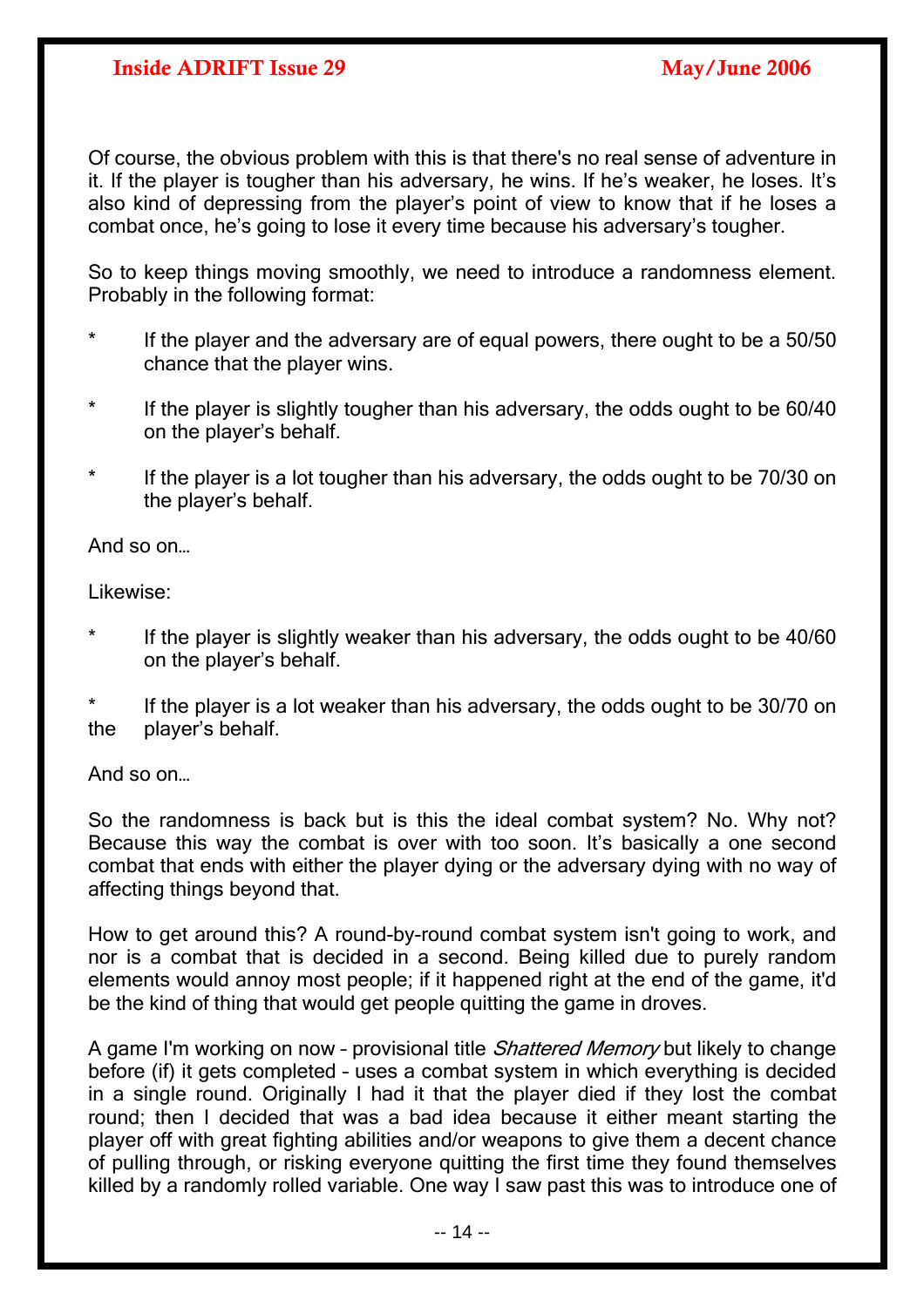Of course, the obvious problem with this is that there's no real sense of adventure in it. If the player is tougher than his adversary, he wins. If he's weaker, he loses. It's also kind of depressing from the player's point of view to know that if he loses a combat once, he's going to lose it every time because his adversary's tougher.

So to keep things moving smoothly, we need to introduce a randomness element. Probably in the following format:

* If the player and the adversary are of equal powers, there ought to be a 50/50 chance that the player wins.
* If the player is slightly tougher than his adversary, the odds ought to be 60/40 on the player's behalf.
* If the player is a lot tougher than his adversary, the odds ought to be 70/30 on the player's behalf.

And so on…

Likewise:

* If the player is slightly weaker than his adversary, the odds ought to be 40/60 on the player's behalf.
* If the player is a lot weaker than his adversary, the odds ought to be 30/70 on the player's behalf.

And so on…

So the randomness is back but is this the ideal combat system? No. Why not? Because this way the combat is over with too soon. It's basically a one second combat that ends with either the player dying or the adversary dying with no way of affecting things beyond that.

How to get around this? A round-by-round combat system isn't going to work, and nor is a combat that is decided in a second. Being killed due to purely random elements would annoy most people; if it happened right at the end of the game, it'd be the kind of thing that would get people quitting the game in droves.

A game I'm working on now – provisional title *Shattered Memory* but likely to change before (if) it gets completed – uses a combat system in which everything is decided in a single round. Originally I had it that the player died if they lost the combat round; then I decided that was a bad idea because it either meant starting the player off with great fighting abilities and/or weapons to give them a decent chance of pulling through, or risking everyone quitting the first time they found themselves killed by a randomly rolled variable. One way I saw past this was to introduce one of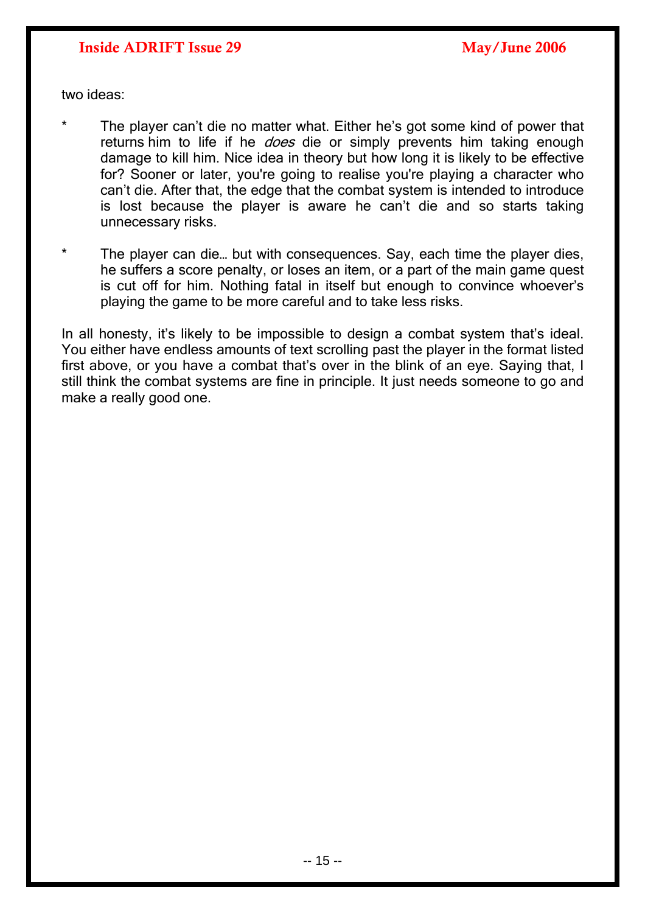two ideas:

- The player can't die no matter what. Either he's got some kind of power that returns him to life if he *does* die or simply prevents him taking enough damage to kill him. Nice idea in theory but how long it is likely to be effective for? Sooner or later, you're going to realise you're playing a character who can't die. After that, the edge that the combat system is intended to introduce is lost because the player is aware he can't die and so starts taking unnecessary risks.

- The player can die… but with consequences. Say, each time the player dies, he suffers a score penalty, or loses an item, or a part of the main game quest is cut off for him. Nothing fatal in itself but enough to convince whoever's playing the game to be more careful and to take less risks.

In all honesty, it's likely to be impossible to design a combat system that's ideal. You either have endless amounts of text scrolling past the player in the format listed first above, or you have a combat that's over in the blink of an eye. Saying that, I still think the combat systems are fine in principle. It just needs someone to go and make a really good one.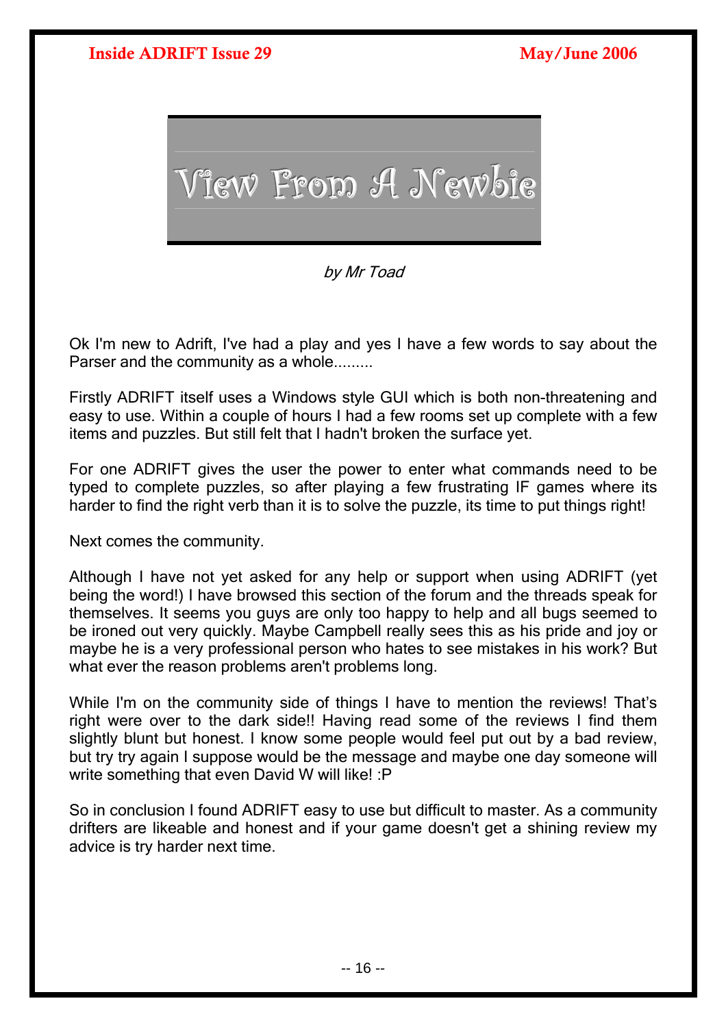# View From A Newbie

*by Mr Toad*

Ok I'm new to Adrift, I've had a play and yes I have a few words to say about the Parser and the community as a whole.........

Firstly ADRIFT itself uses a Windows style GUI which is both non-threatening and easy to use. Within a couple of hours I had a few rooms set up complete with a few items and puzzles. But still felt that I hadn't broken the surface yet.

For one ADRIFT gives the user the power to enter what commands need to be typed to complete puzzles, so after playing a few frustrating IF games where its harder to find the right verb than it is to solve the puzzle, its time to put things right!

Next comes the community.

Although I have not yet asked for any help or support when using ADRIFT (yet being the word!) I have browsed this section of the forum and the threads speak for themselves. It seems you guys are only too happy to help and all bugs seemed to be ironed out very quickly. Maybe Campbell really sees this as his pride and joy or maybe he is a very professional person who hates to see mistakes in his work? But what ever the reason problems aren't problems long.

While I'm on the community side of things I have to mention the reviews! That's right were over to the dark side!! Having read some of the reviews I find them slightly blunt but honest. I know some people would feel put out by a bad review, but try try again I suppose would be the message and maybe one day someone will write something that even David W will like! :P

So in conclusion I found ADRIFT easy to use but difficult to master. As a community drifters are likeable and honest and if your game doesn't get a shining review my advice is try harder next time.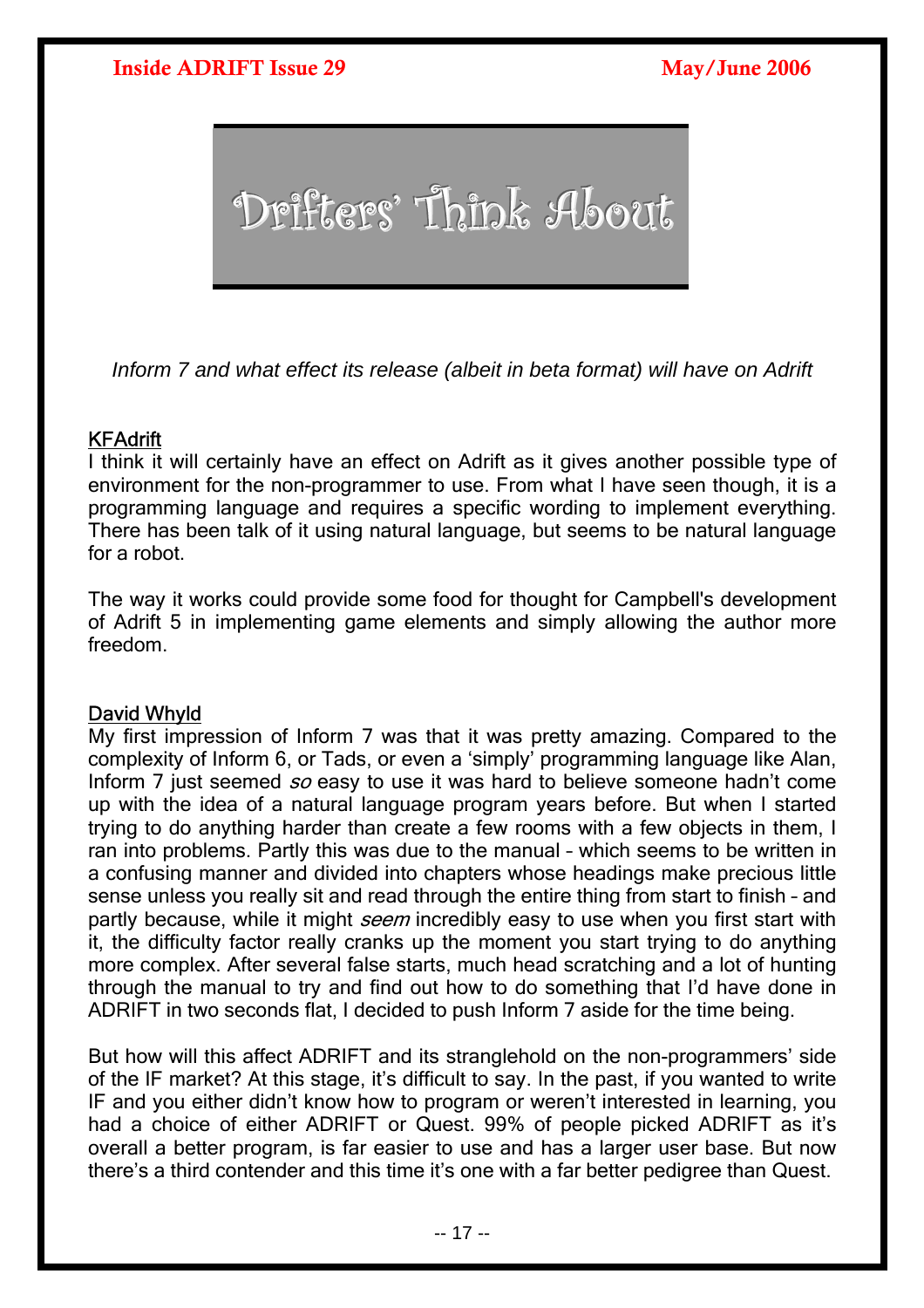# Drifters' Think About

*Inform 7 and what effect its release (albeit in beta format) will have on Adrift*

**KFAdrift**

I think it will certainly have an effect on Adrift as it gives another possible type of environment for the non-programmer to use. From what I have seen though, it is a programming language and requires a specific wording to implement everything. There has been talk of it using natural language, but seems to be natural language for a robot.

The way it works could provide some food for thought for Campbell's development of Adrift 5 in implementing game elements and simply allowing the author more freedom.

**David Whyld**

My first impression of Inform 7 was that it was pretty amazing. Compared to the complexity of Inform 6, or Tads, or even a 'simply' programming language like Alan, Inform 7 just seemed *so* easy to use it was hard to believe someone hadn't come up with the idea of a natural language program years before. But when I started trying to do anything harder than create a few rooms with a few objects in them, I ran into problems. Partly this was due to the manual – which seems to be written in a confusing manner and divided into chapters whose headings make precious little sense unless you really sit and read through the entire thing from start to finish – and partly because, while it might *seem* incredibly easy to use when you first start with it, the difficulty factor really cranks up the moment you start trying to do anything more complex. After several false starts, much head scratching and a lot of hunting through the manual to try and find out how to do something that I'd have done in ADRIFT in two seconds flat, I decided to push Inform 7 aside for the time being.

But how will this affect ADRIFT and its stranglehold on the non-programmers' side of the IF market? At this stage, it's difficult to say. In the past, if you wanted to write IF and you either didn't know how to program or weren't interested in learning, you had a choice of either ADRIFT or Quest. 99% of people picked ADRIFT as it's overall a better program, is far easier to use and has a larger user base. But now there's a third contender and this time it's one with a far better pedigree than Quest.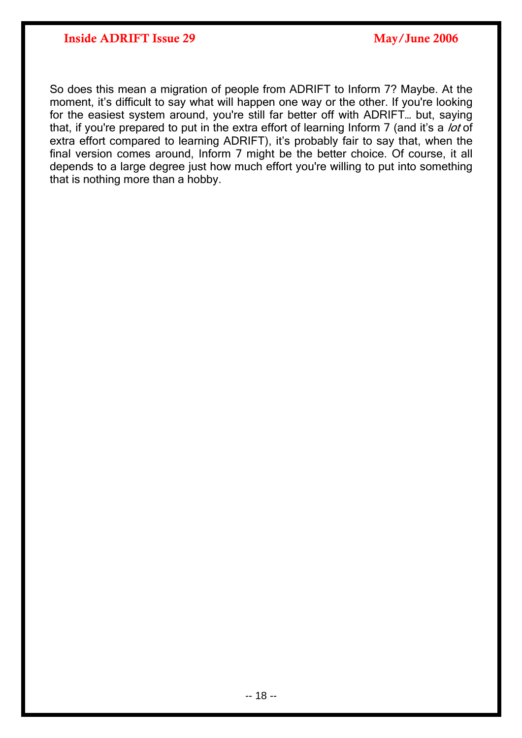So does this mean a migration of people from ADRIFT to Inform 7? Maybe. At the moment, it's difficult to say what will happen one way or the other. If you're looking for the easiest system around, you're still far better off with ADRIFT… but, saying that, if you're prepared to put in the extra effort of learning Inform 7 (and it's a *lot* of extra effort compared to learning ADRIFT), it's probably fair to say that, when the final version comes around, Inform 7 might be the better choice. Of course, it all depends to a large degree just how much effort you're willing to put into something that is nothing more than a hobby.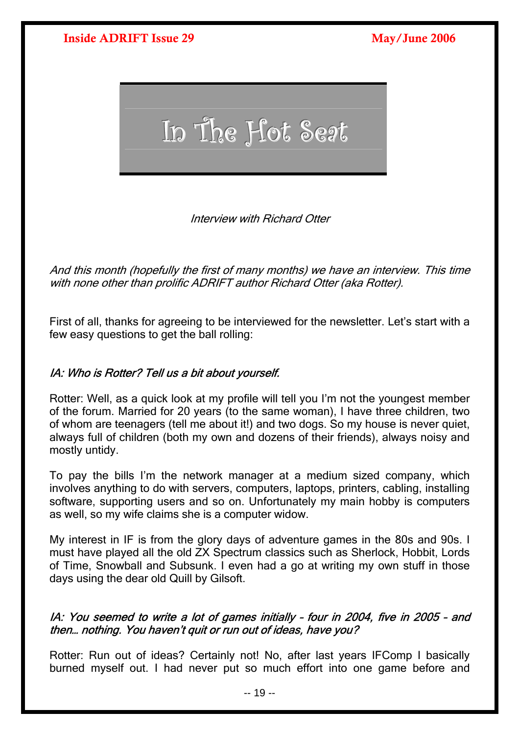# In The Hot Seat

*Interview with Richard Otter*

*And this month (hopefully the first of many months) we have an interview. This time with none other than prolific ADRIFT author Richard Otter (aka Rotter).*

First of all, thanks for agreeing to be interviewed for the newsletter. Let's start with a few easy questions to get the ball rolling:

*IA: Who is Rotter? Tell us a bit about yourself.*

Rotter: Well, as a quick look at my profile will tell you I'm not the youngest member of the forum. Married for 20 years (to the same woman), I have three children, two of whom are teenagers (tell me about it!) and two dogs. So my house is never quiet, always full of children (both my own and dozens of their friends), always noisy and mostly untidy.

To pay the bills I'm the network manager at a medium sized company, which involves anything to do with servers, computers, laptops, printers, cabling, installing software, supporting users and so on. Unfortunately my main hobby is computers as well, so my wife claims she is a computer widow.

My interest in IF is from the glory days of adventure games in the 80s and 90s. I must have played all the old ZX Spectrum classics such as Sherlock, Hobbit, Lords of Time, Snowball and Subsunk. I even had a go at writing my own stuff in those days using the dear old Quill by Gilsoft.

*IA: You seemed to write a lot of games initially – four in 2004, five in 2005 – and then… nothing. You haven't quit or run out of ideas, have you?*

Rotter: Run out of ideas? Certainly not! No, after last years IFComp I basically burned myself out. I had never put so much effort into one game before and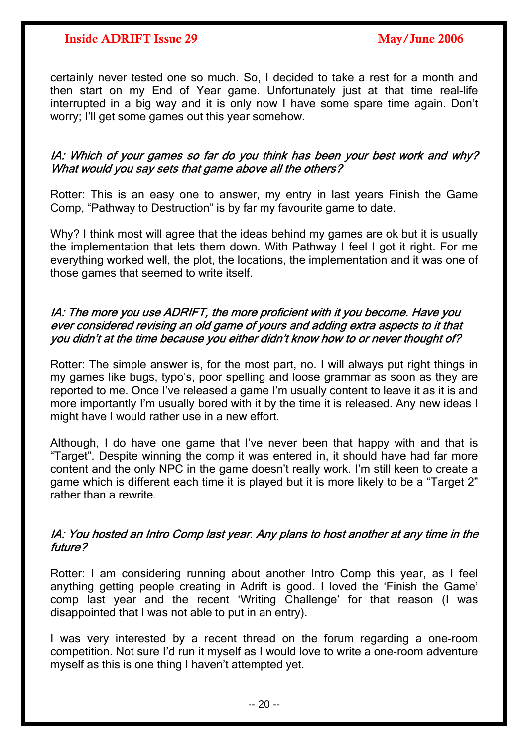certainly never tested one so much. So, I decided to take a rest for a month and then start on my End of Year game. Unfortunately just at that time real-life interrupted in a big way and it is only now I have some spare time again. Don't worry; I'll get some games out this year somehow.

*IA: Which of your games so far do you think has been your best work and why? What would you say sets that game above all the others?*

Rotter: This is an easy one to answer, my entry in last years Finish the Game Comp, "Pathway to Destruction" is by far my favourite game to date.

Why? I think most will agree that the ideas behind my games are ok but it is usually the implementation that lets them down. With Pathway I feel I got it right. For me everything worked well, the plot, the locations, the implementation and it was one of those games that seemed to write itself.

*IA: The more you use ADRIFT, the more proficient with it you become. Have you ever considered revising an old game of yours and adding extra aspects to it that you didn't at the time because you either didn't know how to or never thought of?*

Rotter: The simple answer is, for the most part, no. I will always put right things in my games like bugs, typo's, poor spelling and loose grammar as soon as they are reported to me. Once I've released a game I'm usually content to leave it as it is and more importantly I'm usually bored with it by the time it is released. Any new ideas I might have I would rather use in a new effort.

Although, I do have one game that I've never been that happy with and that is "Target". Despite winning the comp it was entered in, it should have had far more content and the only NPC in the game doesn't really work. I'm still keen to create a game which is different each time it is played but it is more likely to be a "Target 2" rather than a rewrite.

*IA: You hosted an Intro Comp last year. Any plans to host another at any time in the future?*

Rotter: I am considering running about another Intro Comp this year, as I feel anything getting people creating in Adrift is good. I loved the 'Finish the Game' comp last year and the recent 'Writing Challenge' for that reason (I was disappointed that I was not able to put in an entry).

I was very interested by a recent thread on the forum regarding a one-room competition. Not sure I'd run it myself as I would love to write a one-room adventure myself as this is one thing I haven't attempted yet.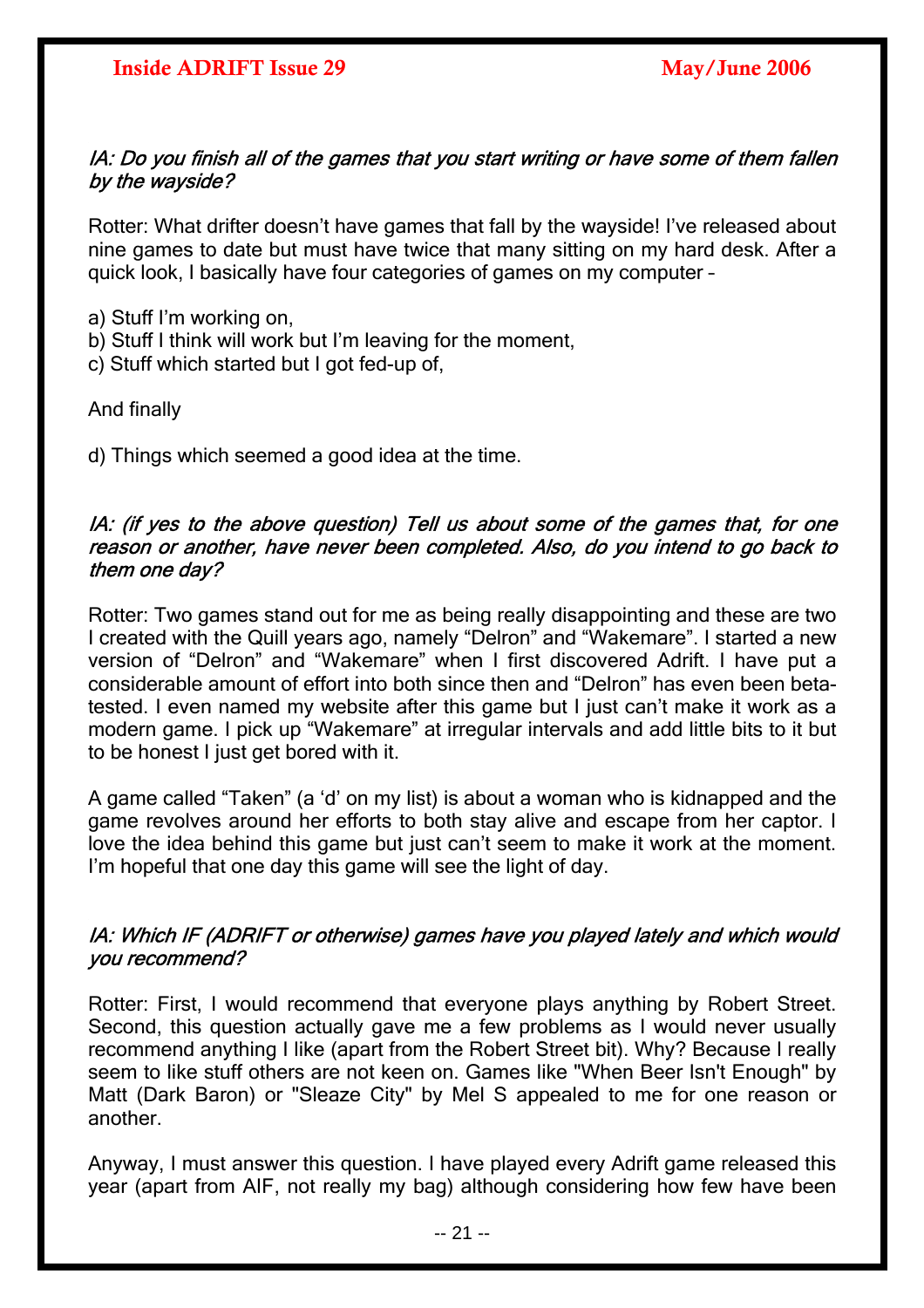*IA: Do you finish all of the games that you start writing or have some of them fallen by the wayside?*

Rotter: What drifter doesn't have games that fall by the wayside! I've released about nine games to date but must have twice that many sitting on my hard desk. After a quick look, I basically have four categories of games on my computer –

a) Stuff I'm working on,
b) Stuff I think will work but I'm leaving for the moment,
c) Stuff which started but I got fed-up of,

And finally

d) Things which seemed a good idea at the time.

*IA: (if yes to the above question) Tell us about some of the games that, for one reason or another, have never been completed. Also, do you intend to go back to them one day?*

Rotter: Two games stand out for me as being really disappointing and these are two I created with the Quill years ago, namely "Delron" and "Wakemare". I started a new version of "Delron" and "Wakemare" when I first discovered Adrift. I have put a considerable amount of effort into both since then and "Delron" has even been beta-tested. I even named my website after this game but I just can't make it work as a modern game. I pick up "Wakemare" at irregular intervals and add little bits to it but to be honest I just get bored with it.

A game called "Taken" (a 'd' on my list) is about a woman who is kidnapped and the game revolves around her efforts to both stay alive and escape from her captor. I love the idea behind this game but just can't seem to make it work at the moment. I'm hopeful that one day this game will see the light of day.

*IA: Which IF (ADRIFT or otherwise) games have you played lately and which would you recommend?*

Rotter: First, I would recommend that everyone plays anything by Robert Street. Second, this question actually gave me a few problems as I would never usually recommend anything I like (apart from the Robert Street bit). Why? Because I really seem to like stuff others are not keen on. Games like "When Beer Isn't Enough" by Matt (Dark Baron) or "Sleaze City" by Mel S appealed to me for one reason or another.

Anyway, I must answer this question. I have played every Adrift game released this year (apart from AIF, not really my bag) although considering how few have been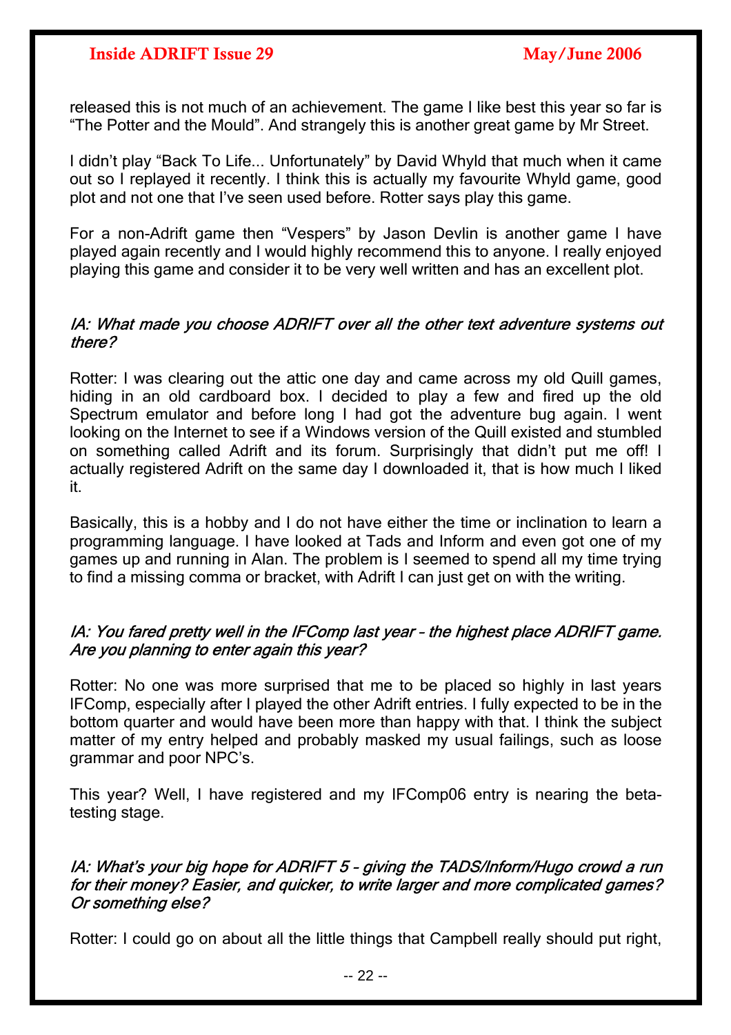released this is not much of an achievement. The game I like best this year so far is "The Potter and the Mould". And strangely this is another great game by Mr Street.

I didn't play "Back To Life... Unfortunately" by David Whyld that much when it came out so I replayed it recently. I think this is actually my favourite Whyld game, good plot and not one that I've seen used before. Rotter says play this game.

For a non-Adrift game then "Vespers" by Jason Devlin is another game I have played again recently and I would highly recommend this to anyone. I really enjoyed playing this game and consider it to be very well written and has an excellent plot.

*IA: What made you choose ADRIFT over all the other text adventure systems out there?*

Rotter: I was clearing out the attic one day and came across my old Quill games, hiding in an old cardboard box. I decided to play a few and fired up the old Spectrum emulator and before long I had got the adventure bug again. I went looking on the Internet to see if a Windows version of the Quill existed and stumbled on something called Adrift and its forum. Surprisingly that didn't put me off! I actually registered Adrift on the same day I downloaded it, that is how much I liked it.

Basically, this is a hobby and I do not have either the time or inclination to learn a programming language. I have looked at Tads and Inform and even got one of my games up and running in Alan. The problem is I seemed to spend all my time trying to find a missing comma or bracket, with Adrift I can just get on with the writing.

*IA: You fared pretty well in the IFComp last year – the highest place ADRIFT game. Are you planning to enter again this year?*

Rotter: No one was more surprised that me to be placed so highly in last years IFComp, especially after I played the other Adrift entries. I fully expected to be in the bottom quarter and would have been more than happy with that. I think the subject matter of my entry helped and probably masked my usual failings, such as loose grammar and poor NPC's.

This year? Well, I have registered and my IFComp06 entry is nearing the beta-testing stage.

*IA: What's your big hope for ADRIFT 5 – giving the TADS/Inform/Hugo crowd a run for their money? Easier, and quicker, to write larger and more complicated games? Or something else?*

Rotter: I could go on about all the little things that Campbell really should put right,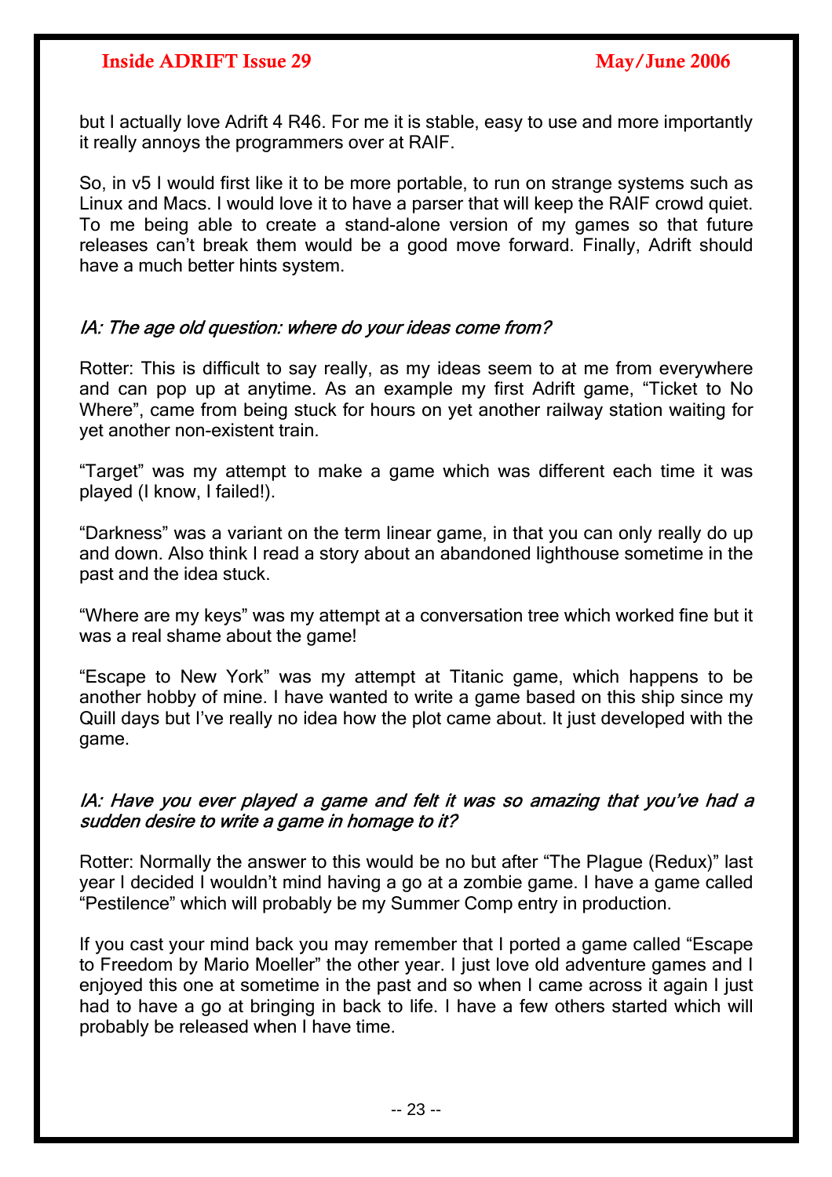but I actually love Adrift 4 R46. For me it is stable, easy to use and more importantly it really annoys the programmers over at RAIF.

So, in v5 I would first like it to be more portable, to run on strange systems such as Linux and Macs. I would love it to have a parser that will keep the RAIF crowd quiet. To me being able to create a stand-alone version of my games so that future releases can't break them would be a good move forward. Finally, Adrift should have a much better hints system.

*IA: The age old question: where do your ideas come from?*

Rotter: This is difficult to say really, as my ideas seem to at me from everywhere and can pop up at anytime. As an example my first Adrift game, “Ticket to No Where”, came from being stuck for hours on yet another railway station waiting for yet another non-existent train.

“Target” was my attempt to make a game which was different each time it was played (I know, I failed!).

“Darkness” was a variant on the term linear game, in that you can only really do up and down. Also think I read a story about an abandoned lighthouse sometime in the past and the idea stuck.

“Where are my keys” was my attempt at a conversation tree which worked fine but it was a real shame about the game!

“Escape to New York” was my attempt at Titanic game, which happens to be another hobby of mine. I have wanted to write a game based on this ship since my Quill days but I've really no idea how the plot came about. It just developed with the game.

*IA: Have you ever played a game and felt it was so amazing that you've had a sudden desire to write a game in homage to it?*

Rotter: Normally the answer to this would be no but after “The Plague (Redux)” last year I decided I wouldn't mind having a go at a zombie game. I have a game called “Pestilence” which will probably be my Summer Comp entry in production.

If you cast your mind back you may remember that I ported a game called “Escape to Freedom by Mario Moeller” the other year. I just love old adventure games and I enjoyed this one at sometime in the past and so when I came across it again I just had to have a go at bringing in back to life. I have a few others started which will probably be released when I have time.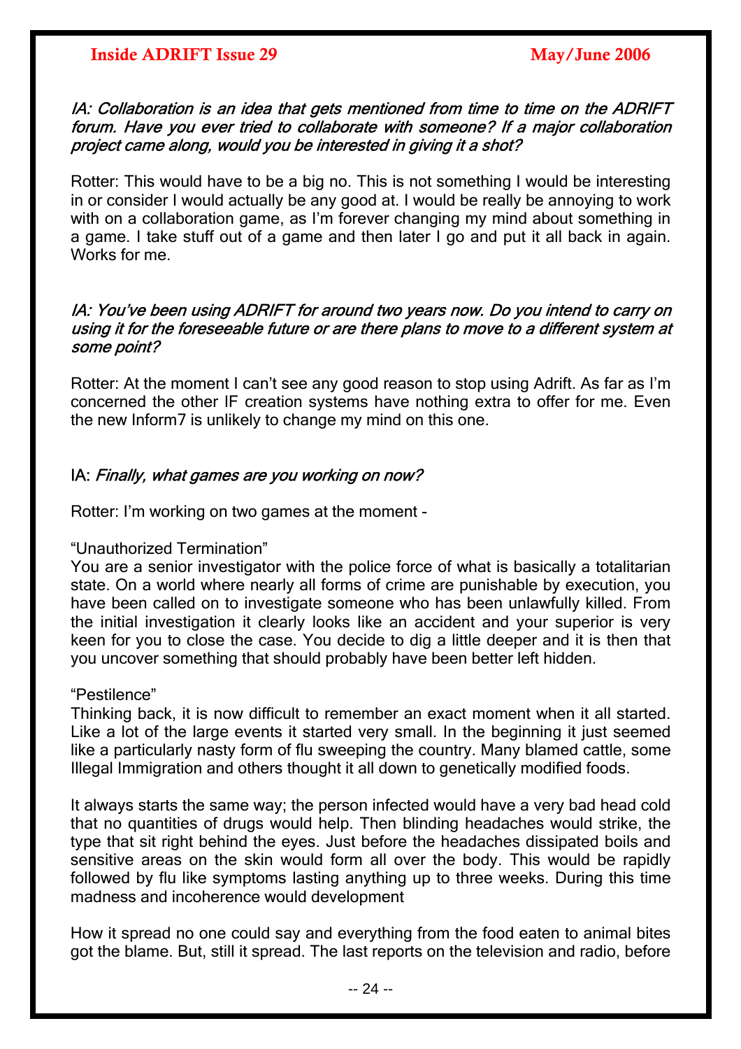*IA: Collaboration is an idea that gets mentioned from time to time on the ADRIFT forum. Have you ever tried to collaborate with someone? If a major collaboration project came along, would you be interested in giving it a shot?*

Rotter: This would have to be a big no. This is not something I would be interesting in or consider I would actually be any good at. I would be really be annoying to work with on a collaboration game, as I'm forever changing my mind about something in a game. I take stuff out of a game and then later I go and put it all back in again. Works for me.

*IA: You've been using ADRIFT for around two years now. Do you intend to carry on using it for the foreseeable future or are there plans to move to a different system at some point?*

Rotter: At the moment I can't see any good reason to stop using Adrift. As far as I'm concerned the other IF creation systems have nothing extra to offer for me. Even the new Inform7 is unlikely to change my mind on this one.

IA: *Finally, what games are you working on now?*

Rotter: I'm working on two games at the moment -

"Unauthorized Termination"
You are a senior investigator with the police force of what is basically a totalitarian state. On a world where nearly all forms of crime are punishable by execution, you have been called on to investigate someone who has been unlawfully killed. From the initial investigation it clearly looks like an accident and your superior is very keen for you to close the case. You decide to dig a little deeper and it is then that you uncover something that should probably have been better left hidden.

"Pestilence"
Thinking back, it is now difficult to remember an exact moment when it all started. Like a lot of the large events it started very small. In the beginning it just seemed like a particularly nasty form of flu sweeping the country. Many blamed cattle, some Illegal Immigration and others thought it all down to genetically modified foods.

It always starts the same way; the person infected would have a very bad head cold that no quantities of drugs would help. Then blinding headaches would strike, the type that sit right behind the eyes. Just before the headaches dissipated boils and sensitive areas on the skin would form all over the body. This would be rapidly followed by flu like symptoms lasting anything up to three weeks. During this time madness and incoherence would development

How it spread no one could say and everything from the food eaten to animal bites got the blame. But, still it spread. The last reports on the television and radio, before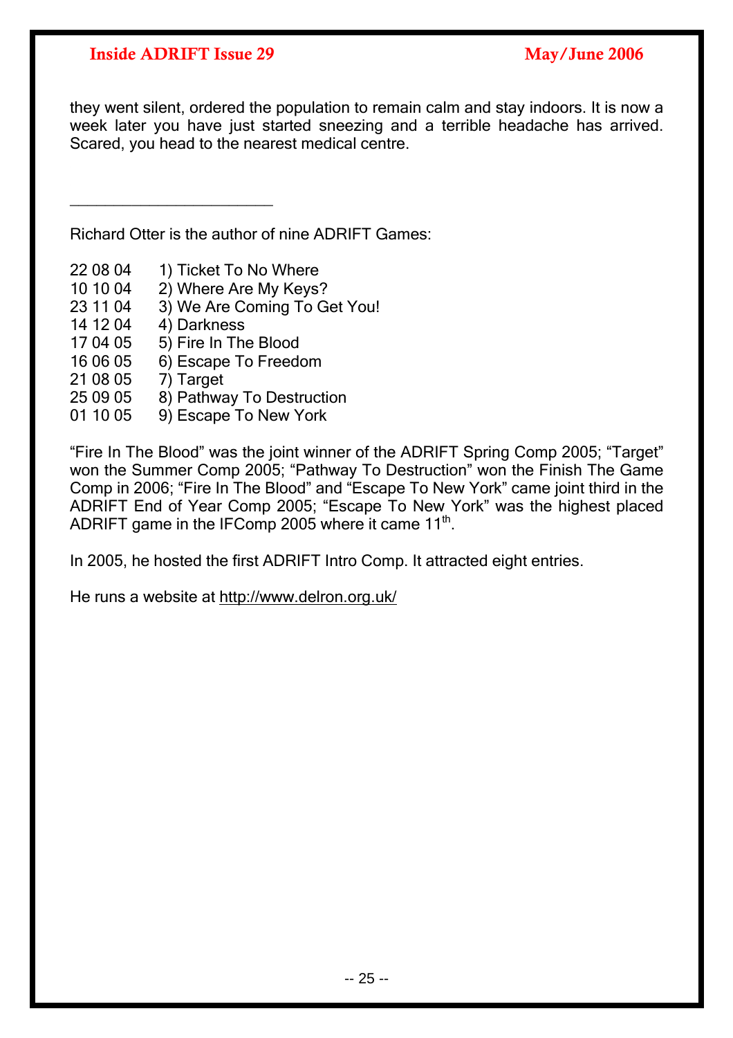they went silent, ordered the population to remain calm and stay indoors. It is now a week later you have just started sneezing and a terrible headache has arrived. Scared, you head to the nearest medical centre.

---

Richard Otter is the author of nine ADRIFT Games:

22 08 04 1) Ticket To No Where
10 10 04 2) Where Are My Keys?
23 11 04 3) We Are Coming To Get You!
14 12 04 4) Darkness
17 04 05 5) Fire In The Blood
16 06 05 6) Escape To Freedom
21 08 05 7) Target
25 09 05 8) Pathway To Destruction
01 10 05 9) Escape To New York

"Fire In The Blood" was the joint winner of the ADRIFT Spring Comp 2005; "Target" won the Summer Comp 2005; "Pathway To Destruction" won the Finish The Game Comp in 2006; "Fire In The Blood" and "Escape To New York" came joint third in the ADRIFT End of Year Comp 2005; "Escape To New York" was the highest placed ADRIFT game in the IFComp 2005 where it came 11th.

In 2005, he hosted the first ADRIFT Intro Comp. It attracted eight entries.

He runs a website at http://www.delron.org.uk/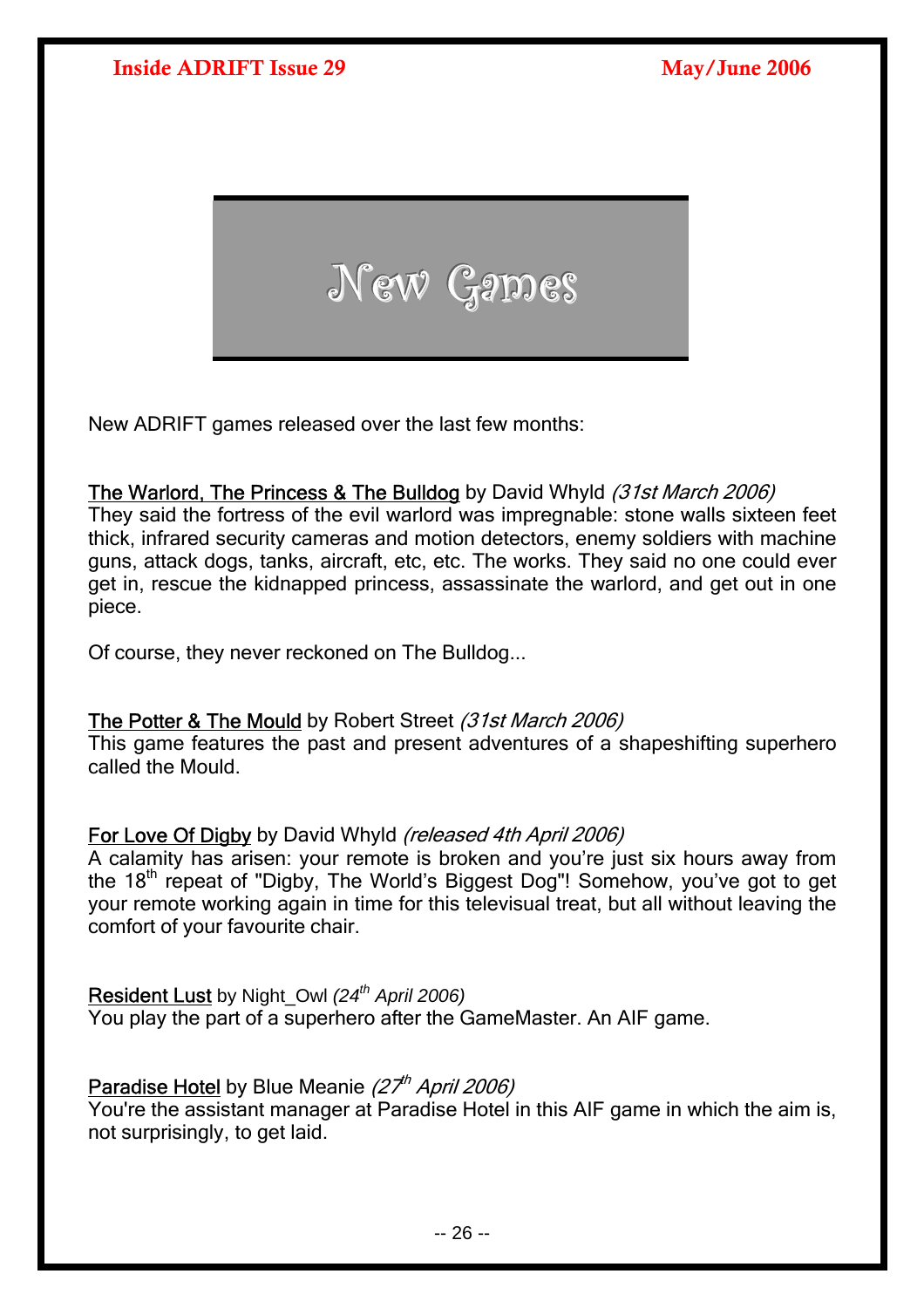# New Games

New ADRIFT games released over the last few months:

The Warlord, The Princess & The Bulldog by David Whyld *(31st March 2006)*
They said the fortress of the evil warlord was impregnable: stone walls sixteen feet thick, infrared security cameras and motion detectors, enemy soldiers with machine guns, attack dogs, tanks, aircraft, etc, etc. The works. They said no one could ever get in, rescue the kidnapped princess, assassinate the warlord, and get out in one piece.

Of course, they never reckoned on The Bulldog...

The Potter & The Mould by Robert Street *(31st March 2006)*
This game features the past and present adventures of a shapeshifting superhero called the Mould.

For Love Of Digby by David Whyld *(released 4th April 2006)*
A calamity has arisen: your remote is broken and you're just six hours away from the 18th repeat of "Digby, The World's Biggest Dog"! Somehow, you've got to get your remote working again in time for this televisual treat, but all without leaving the comfort of your favourite chair.

Resident Lust by Night_Owl *(24th April 2006)*
You play the part of a superhero after the GameMaster. An AIF game.

Paradise Hotel by Blue Meanie *(27th April 2006)*
You're the assistant manager at Paradise Hotel in this AIF game in which the aim is, not surprisingly, to get laid.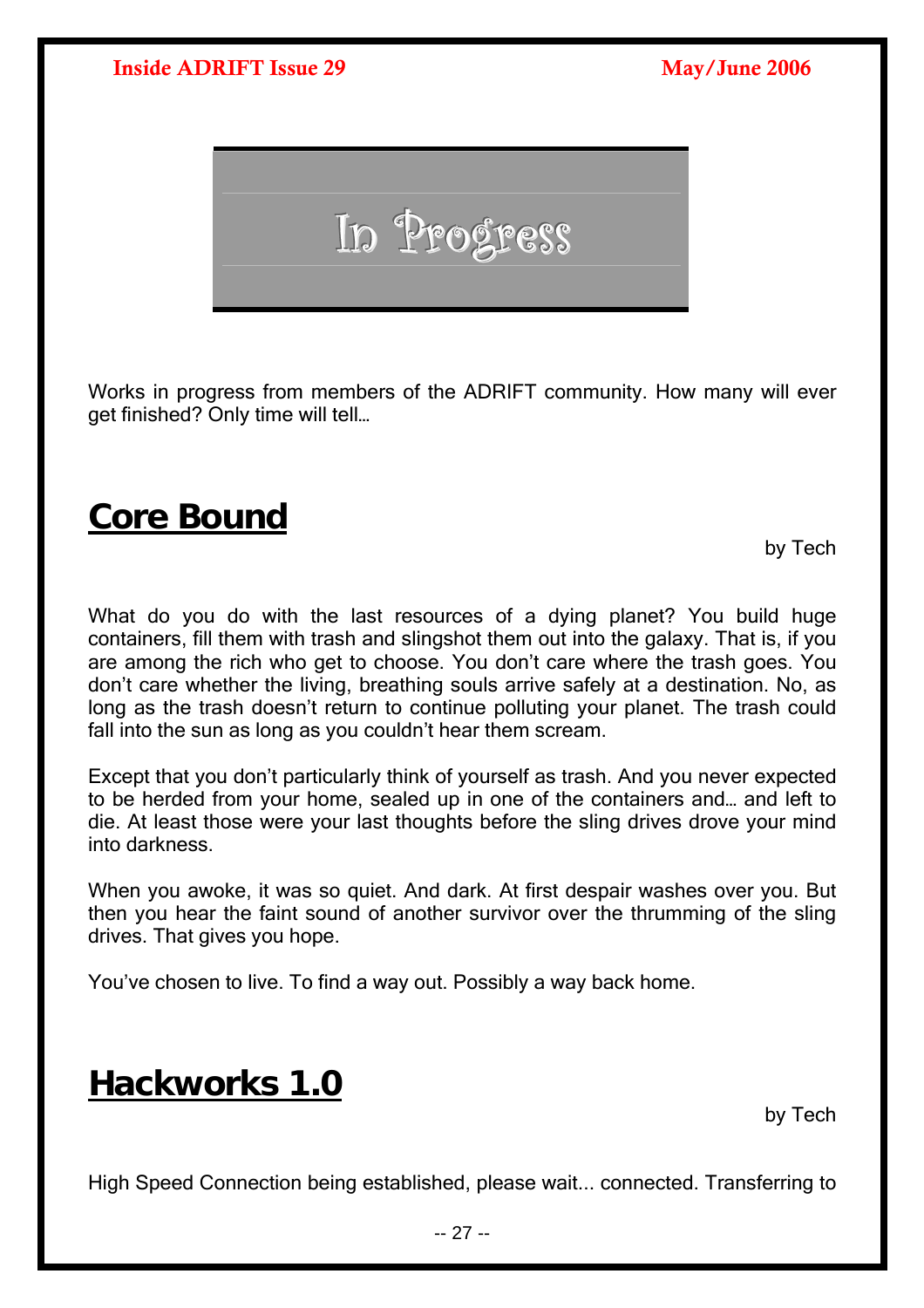# In Progress

Works in progress from members of the ADRIFT community. How many will ever get finished? Only time will tell…

## Core Bound

by Tech

What do you do with the last resources of a dying planet? You build huge containers, fill them with trash and slingshot them out into the galaxy. That is, if you are among the rich who get to choose. You don't care where the trash goes. You don't care whether the living, breathing souls arrive safely at a destination. No, as long as the trash doesn't return to continue polluting your planet. The trash could fall into the sun as long as you couldn't hear them scream.

Except that you don't particularly think of yourself as trash. And you never expected to be herded from your home, sealed up in one of the containers and… and left to die. At least those were your last thoughts before the sling drives drove your mind into darkness.

When you awoke, it was so quiet. And dark. At first despair washes over you. But then you hear the faint sound of another survivor over the thrumming of the sling drives. That gives you hope.

You've chosen to live. To find a way out. Possibly a way back home.

## Hackworks 1.0

by Tech

High Speed Connection being established, please wait... connected. Transferring to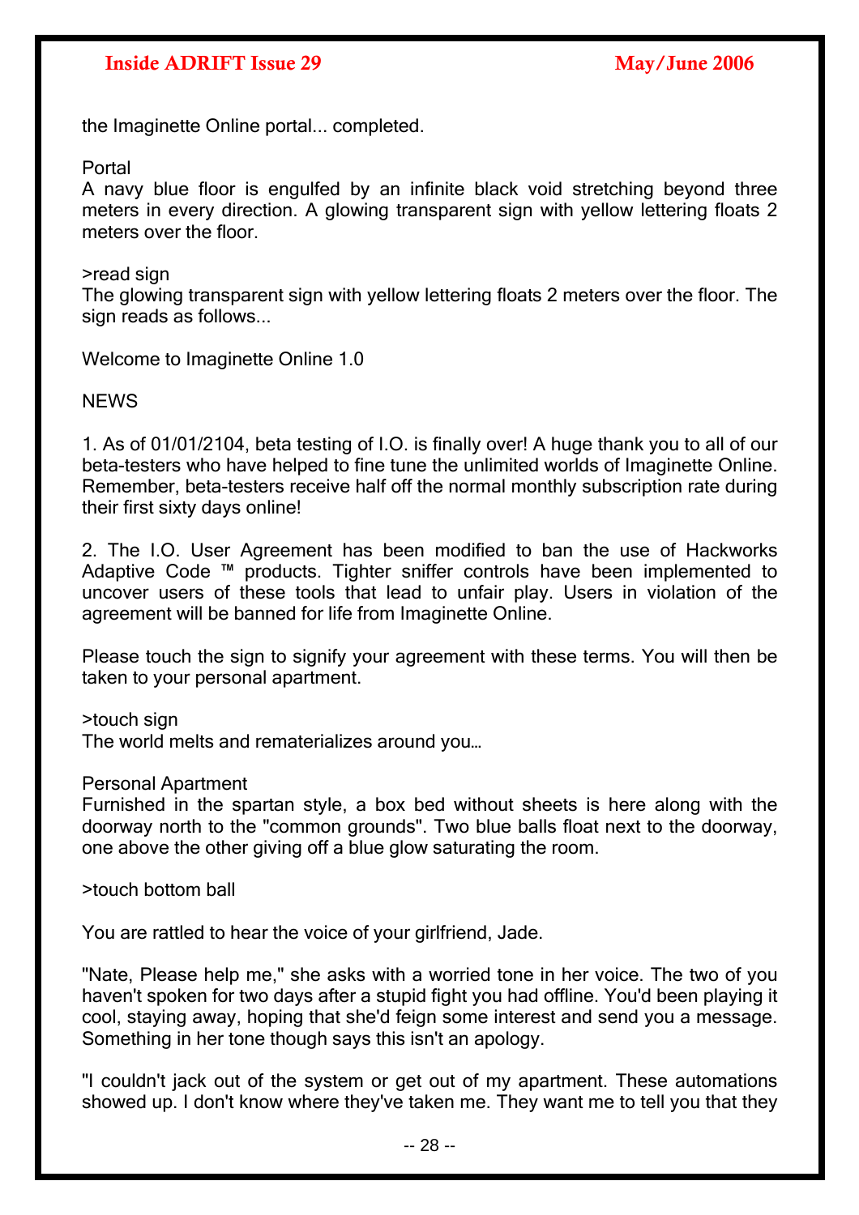the Imaginette Online portal... completed.

Portal
A navy blue floor is engulfed by an infinite black void stretching beyond three meters in every direction. A glowing transparent sign with yellow lettering floats 2 meters over the floor.

>read sign
The glowing transparent sign with yellow lettering floats 2 meters over the floor. The sign reads as follows...

Welcome to Imaginette Online 1.0

NEWS

1. As of 01/01/2104, beta testing of I.O. is finally over! A huge thank you to all of our beta-testers who have helped to fine tune the unlimited worlds of Imaginette Online. Remember, beta-testers receive half off the normal monthly subscription rate during their first sixty days online!

2. The I.O. User Agreement has been modified to ban the use of Hackworks Adaptive Code ™ products. Tighter sniffer controls have been implemented to uncover users of these tools that lead to unfair play. Users in violation of the agreement will be banned for life from Imaginette Online.

Please touch the sign to signify your agreement with these terms. You will then be taken to your personal apartment.

>touch sign
The world melts and rematerializes around you…

Personal Apartment
Furnished in the spartan style, a box bed without sheets is here along with the doorway north to the "common grounds". Two blue balls float next to the doorway, one above the other giving off a blue glow saturating the room.

>touch bottom ball

You are rattled to hear the voice of your girlfriend, Jade.

"Nate, Please help me," she asks with a worried tone in her voice. The two of you haven't spoken for two days after a stupid fight you had offline. You'd been playing it cool, staying away, hoping that she'd feign some interest and send you a message. Something in her tone though says this isn't an apology.

"I couldn't jack out of the system or get out of my apartment. These automations showed up. I don't know where they've taken me. They want me to tell you that they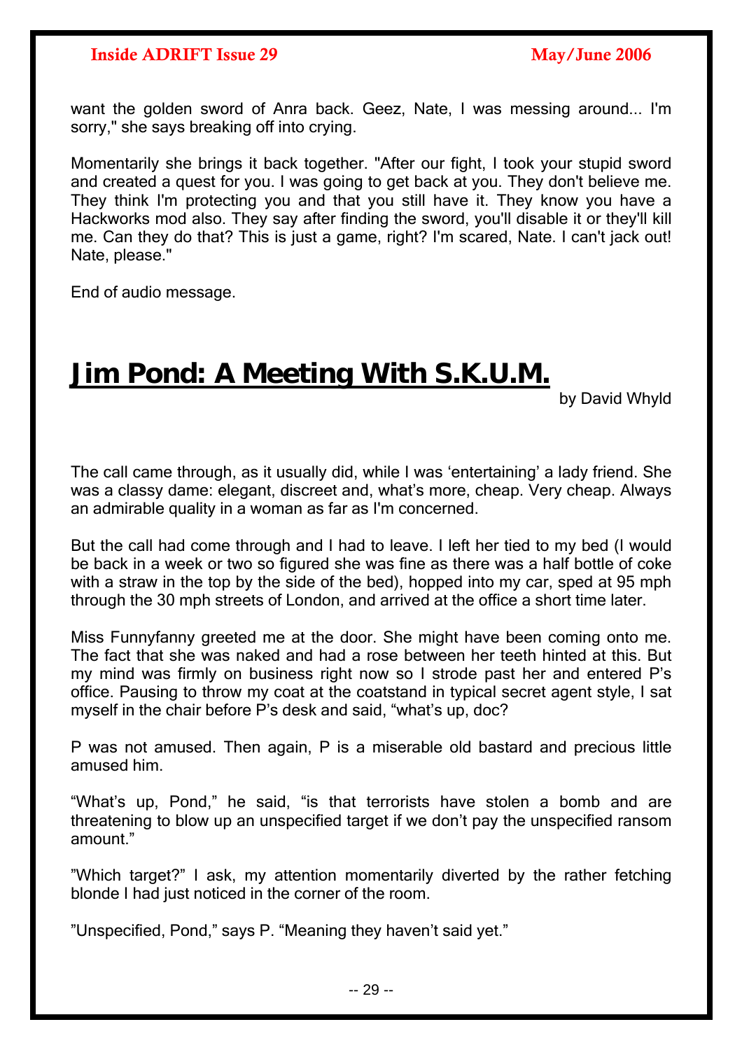want the golden sword of Anra back. Geez, Nate, I was messing around... I'm sorry," she says breaking off into crying.

Momentarily she brings it back together. "After our fight, I took your stupid sword and created a quest for you. I was going to get back at you. They don't believe me. They think I'm protecting you and that you still have it. They know you have a Hackworks mod also. They say after finding the sword, you'll disable it or they'll kill me. Can they do that? This is just a game, right? I'm scared, Nate. I can't jack out! Nate, please."

End of audio message.

# Jim Pond: A Meeting With S.K.U.M.

by David Whyld

The call came through, as it usually did, while I was 'entertaining' a lady friend. She was a classy dame: elegant, discreet and, what's more, cheap. Very cheap. Always an admirable quality in a woman as far as I'm concerned.

But the call had come through and I had to leave. I left her tied to my bed (I would be back in a week or two so figured she was fine as there was a half bottle of coke with a straw in the top by the side of the bed), hopped into my car, sped at 95 mph through the 30 mph streets of London, and arrived at the office a short time later.

Miss Funnyfanny greeted me at the door. She might have been coming onto me. The fact that she was naked and had a rose between her teeth hinted at this. But my mind was firmly on business right now so I strode past her and entered P's office. Pausing to throw my coat at the coatstand in typical secret agent style, I sat myself in the chair before P's desk and said, "what's up, doc?

P was not amused. Then again, P is a miserable old bastard and precious little amused him.

"What's up, Pond," he said, "is that terrorists have stolen a bomb and are threatening to blow up an unspecified target if we don't pay the unspecified ransom amount."

"Which target?" I ask, my attention momentarily diverted by the rather fetching blonde I had just noticed in the corner of the room.

"Unspecified, Pond," says P. "Meaning they haven't said yet."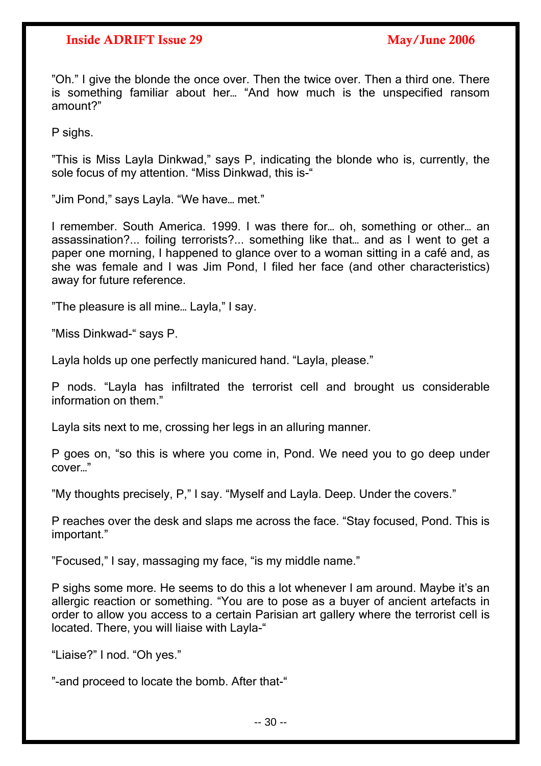"Oh." I give the blonde the once over. Then the twice over. Then a third one. There is something familiar about her… "And how much is the unspecified ransom amount?"

P sighs.

"This is Miss Layla Dinkwad," says P, indicating the blonde who is, currently, the sole focus of my attention. "Miss Dinkwad, this is-"

"Jim Pond," says Layla. "We have… met."

I remember. South America. 1999. I was there for… oh, something or other… an assassination?... foiling terrorists?... something like that… and as I went to get a paper one morning, I happened to glance over to a woman sitting in a café and, as she was female and I was Jim Pond, I filed her face (and other characteristics) away for future reference.

"The pleasure is all mine… Layla," I say.

"Miss Dinkwad-" says P.

Layla holds up one perfectly manicured hand. "Layla, please."

P nods. "Layla has infiltrated the terrorist cell and brought us considerable information on them."

Layla sits next to me, crossing her legs in an alluring manner.

P goes on, "so this is where you come in, Pond. We need you to go deep under cover…"

"My thoughts precisely, P," I say. "Myself and Layla. Deep. Under the covers."

P reaches over the desk and slaps me across the face. "Stay focused, Pond. This is important."

"Focused," I say, massaging my face, "is my middle name."

P sighs some more. He seems to do this a lot whenever I am around. Maybe it's an allergic reaction or something. "You are to pose as a buyer of ancient artefacts in order to allow you access to a certain Parisian art gallery where the terrorist cell is located. There, you will liaise with Layla-"

"Liaise?" I nod. "Oh yes."

"-and proceed to locate the bomb. After that-"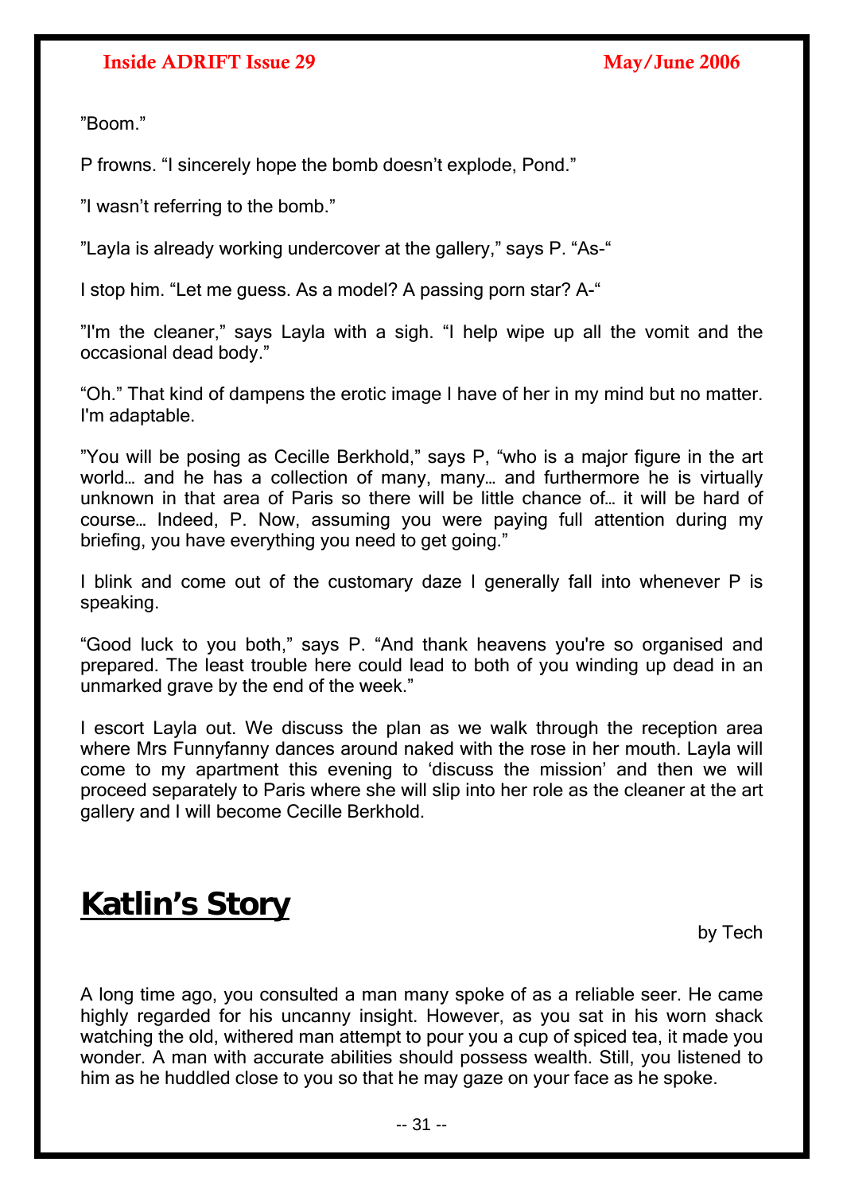"Boom."

P frowns. "I sincerely hope the bomb doesn't explode, Pond."

"I wasn't referring to the bomb."

"Layla is already working undercover at the gallery," says P. "As-"

I stop him. "Let me guess. As a model? A passing porn star? A-"

"I'm the cleaner," says Layla with a sigh. "I help wipe up all the vomit and the occasional dead body."

"Oh." That kind of dampens the erotic image I have of her in my mind but no matter. I'm adaptable.

"You will be posing as Cecille Berkhold," says P, "who is a major figure in the art world… and he has a collection of many, many… and furthermore he is virtually unknown in that area of Paris so there will be little chance of… it will be hard of course… Indeed, P. Now, assuming you were paying full attention during my briefing, you have everything you need to get going."

I blink and come out of the customary daze I generally fall into whenever P is speaking.

"Good luck to you both," says P. "And thank heavens you're so organised and prepared. The least trouble here could lead to both of you winding up dead in an unmarked grave by the end of the week."

I escort Layla out. We discuss the plan as we walk through the reception area where Mrs Funnyfanny dances around naked with the rose in her mouth. Layla will come to my apartment this evening to 'discuss the mission' and then we will proceed separately to Paris where she will slip into her role as the cleaner at the art gallery and I will become Cecille Berkhold.

# Katlin's Story

by Tech

A long time ago, you consulted a man many spoke of as a reliable seer. He came highly regarded for his uncanny insight. However, as you sat in his worn shack watching the old, withered man attempt to pour you a cup of spiced tea, it made you wonder. A man with accurate abilities should possess wealth. Still, you listened to him as he huddled close to you so that he may gaze on your face as he spoke.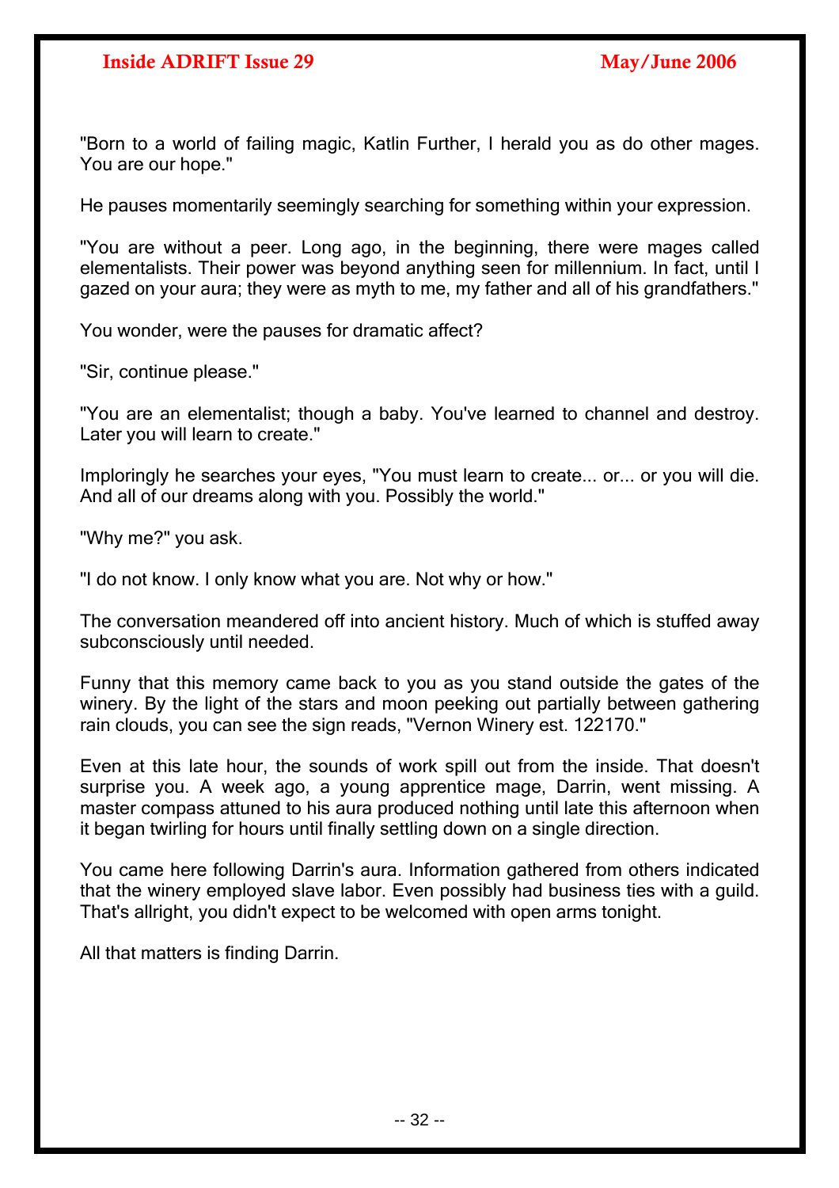"Born to a world of failing magic, Katlin Further, I herald you as do other mages. You are our hope."

He pauses momentarily seemingly searching for something within your expression.

"You are without a peer. Long ago, in the beginning, there were mages called elementalists. Their power was beyond anything seen for millennium. In fact, until I gazed on your aura; they were as myth to me, my father and all of his grandfathers."

You wonder, were the pauses for dramatic affect?

"Sir, continue please."

"You are an elementalist; though a baby. You've learned to channel and destroy. Later you will learn to create."

Imploringly he searches your eyes, "You must learn to create... or... or you will die. And all of our dreams along with you. Possibly the world."

"Why me?" you ask.

"I do not know. I only know what you are. Not why or how."

The conversation meandered off into ancient history. Much of which is stuffed away subconsciously until needed.

Funny that this memory came back to you as you stand outside the gates of the winery. By the light of the stars and moon peeking out partially between gathering rain clouds, you can see the sign reads, "Vernon Winery est. 122170."

Even at this late hour, the sounds of work spill out from the inside. That doesn't surprise you. A week ago, a young apprentice mage, Darrin, went missing. A master compass attuned to his aura produced nothing until late this afternoon when it began twirling for hours until finally settling down on a single direction.

You came here following Darrin's aura. Information gathered from others indicated that the winery employed slave labor. Even possibly had business ties with a guild. That's allright, you didn't expect to be welcomed with open arms tonight.

All that matters is finding Darrin.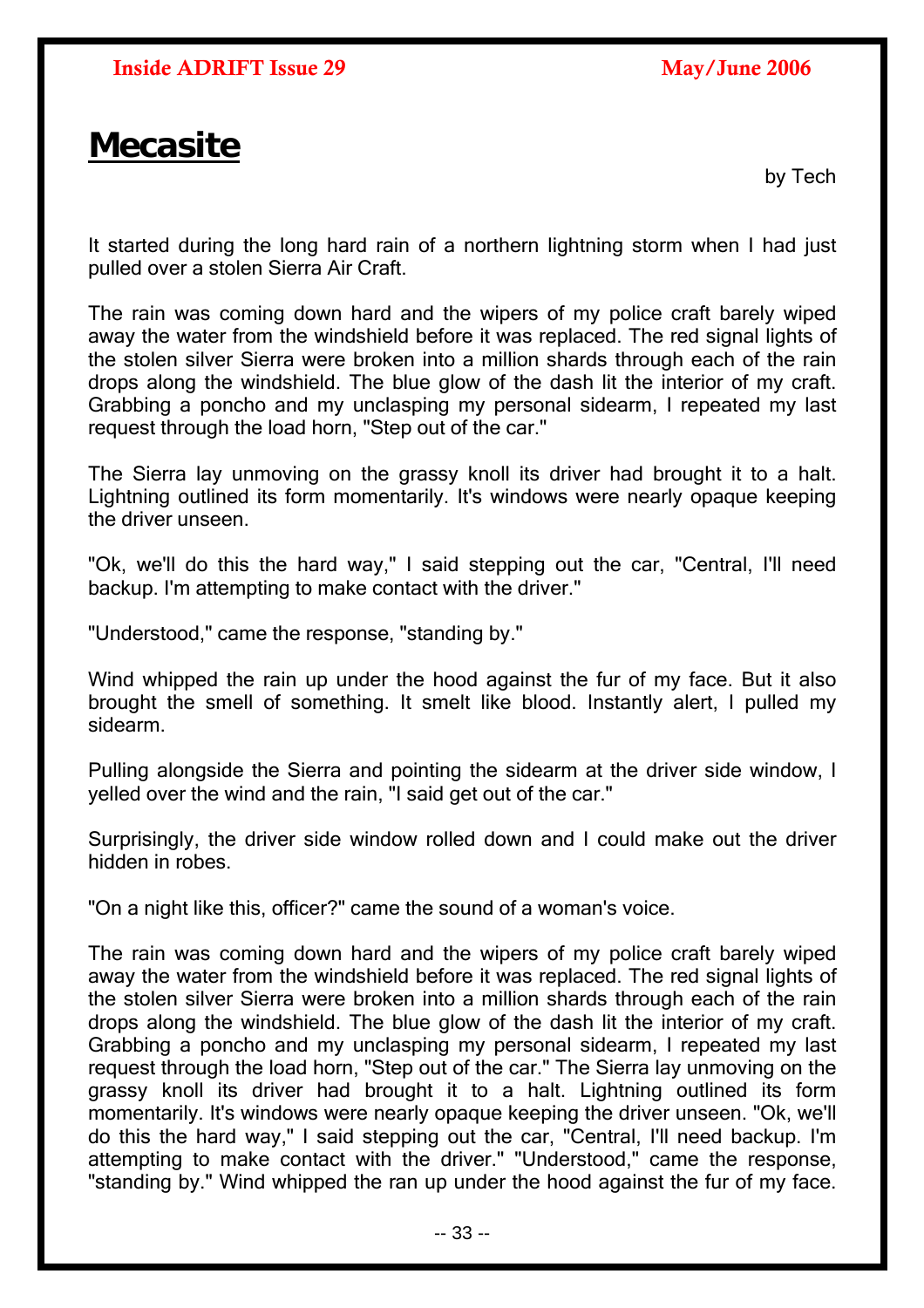# Mecasite

by Tech

It started during the long hard rain of a northern lightning storm when I had just pulled over a stolen Sierra Air Craft.

The rain was coming down hard and the wipers of my police craft barely wiped away the water from the windshield before it was replaced. The red signal lights of the stolen silver Sierra were broken into a million shards through each of the rain drops along the windshield. The blue glow of the dash lit the interior of my craft. Grabbing a poncho and my unclasping my personal sidearm, I repeated my last request through the load horn, "Step out of the car."

The Sierra lay unmoving on the grassy knoll its driver had brought it to a halt. Lightning outlined its form momentarily. It's windows were nearly opaque keeping the driver unseen.

"Ok, we'll do this the hard way," I said stepping out the car, "Central, I'll need backup. I'm attempting to make contact with the driver."

"Understood," came the response, "standing by."

Wind whipped the rain up under the hood against the fur of my face. But it also brought the smell of something. It smelt like blood. Instantly alert, I pulled my sidearm.

Pulling alongside the Sierra and pointing the sidearm at the driver side window, I yelled over the wind and the rain, "I said get out of the car."

Surprisingly, the driver side window rolled down and I could make out the driver hidden in robes.

"On a night like this, officer?" came the sound of a woman's voice.

The rain was coming down hard and the wipers of my police craft barely wiped away the water from the windshield before it was replaced. The red signal lights of the stolen silver Sierra were broken into a million shards through each of the rain drops along the windshield. The blue glow of the dash lit the interior of my craft. Grabbing a poncho and my unclasping my personal sidearm, I repeated my last request through the load horn, "Step out of the car." The Sierra lay unmoving on the grassy knoll its driver had brought it to a halt. Lightning outlined its form momentarily. It's windows were nearly opaque keeping the driver unseen. "Ok, we'll do this the hard way," I said stepping out the car, "Central, I'll need backup. I'm attempting to make contact with the driver." "Understood," came the response, "standing by." Wind whipped the ran up under the hood against the fur of my face.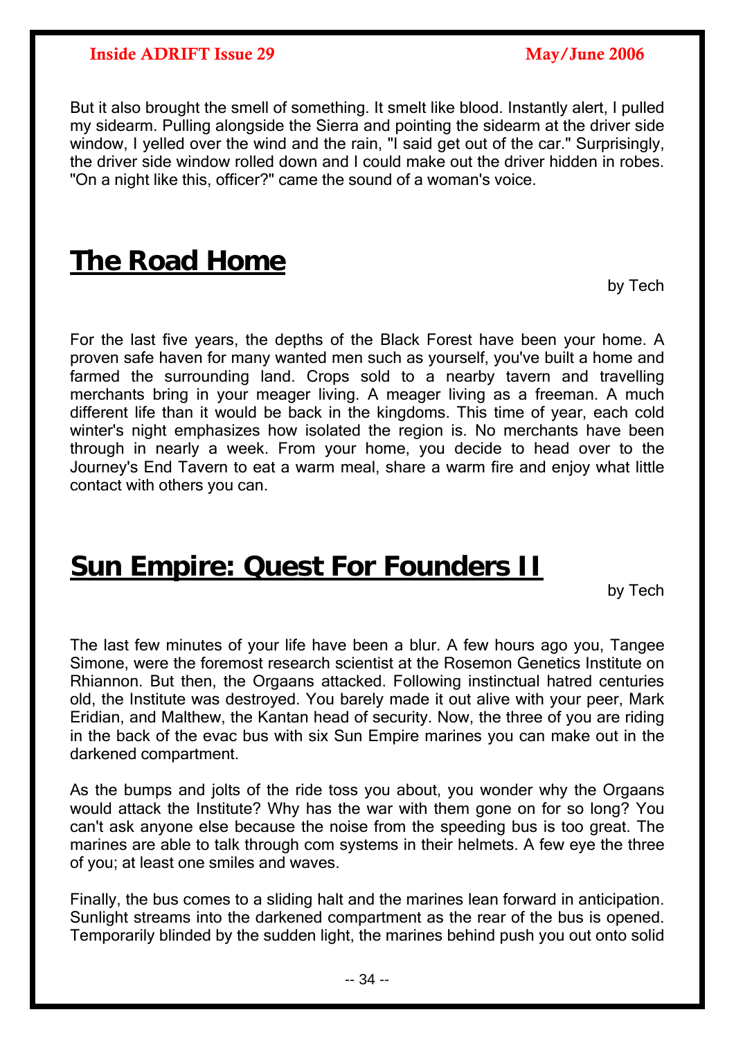But it also brought the smell of something. It smelt like blood. Instantly alert, I pulled my sidearm. Pulling alongside the Sierra and pointing the sidearm at the driver side window, I yelled over the wind and the rain, "I said get out of the car." Surprisingly, the driver side window rolled down and I could make out the driver hidden in robes. "On a night like this, officer?" came the sound of a woman's voice.

## The Road Home

by Tech

For the last five years, the depths of the Black Forest have been your home. A proven safe haven for many wanted men such as yourself, you've built a home and farmed the surrounding land. Crops sold to a nearby tavern and travelling merchants bring in your meager living. A meager living as a freeman. A much different life than it would be back in the kingdoms. This time of year, each cold winter's night emphasizes how isolated the region is. No merchants have been through in nearly a week. From your home, you decide to head over to the Journey's End Tavern to eat a warm meal, share a warm fire and enjoy what little contact with others you can.

## Sun Empire: Quest For Founders II

by Tech

The last few minutes of your life have been a blur. A few hours ago you, Tangee Simone, were the foremost research scientist at the Rosemon Genetics Institute on Rhiannon. But then, the Orgaans attacked. Following instinctual hatred centuries old, the Institute was destroyed. You barely made it out alive with your peer, Mark Eridian, and Malthew, the Kantan head of security. Now, the three of you are riding in the back of the evac bus with six Sun Empire marines you can make out in the darkened compartment.

As the bumps and jolts of the ride toss you about, you wonder why the Orgaans would attack the Institute? Why has the war with them gone on for so long? You can't ask anyone else because the noise from the speeding bus is too great. The marines are able to talk through com systems in their helmets. A few eye the three of you; at least one smiles and waves.

Finally, the bus comes to a sliding halt and the marines lean forward in anticipation. Sunlight streams into the darkened compartment as the rear of the bus is opened. Temporarily blinded by the sudden light, the marines behind push you out onto solid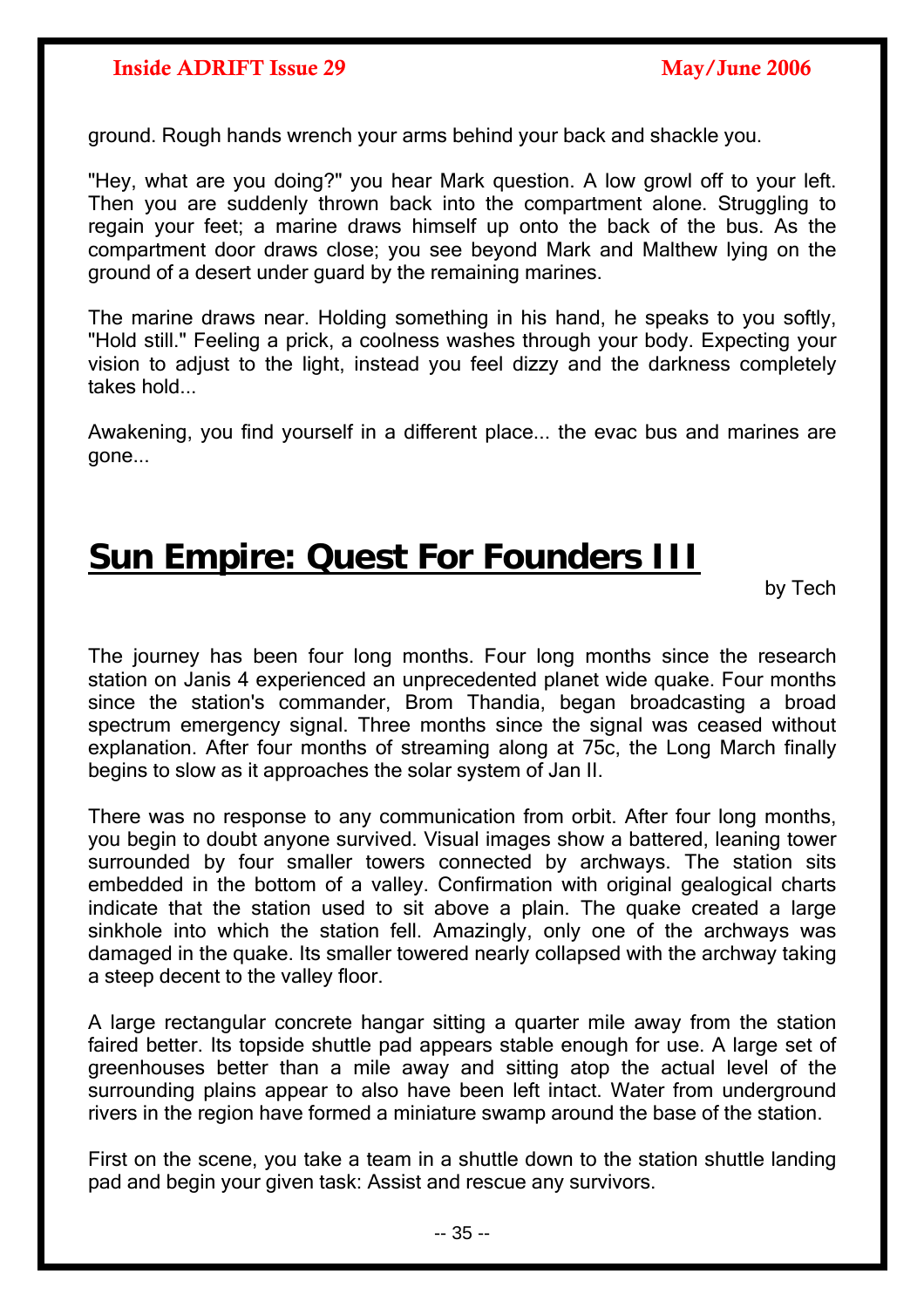ground. Rough hands wrench your arms behind your back and shackle you.

"Hey, what are you doing?" you hear Mark question. A low growl off to your left. Then you are suddenly thrown back into the compartment alone. Struggling to regain your feet; a marine draws himself up onto the back of the bus. As the compartment door draws close; you see beyond Mark and Malthew lying on the ground of a desert under guard by the remaining marines.

The marine draws near. Holding something in his hand, he speaks to you softly, "Hold still." Feeling a prick, a coolness washes through your body. Expecting your vision to adjust to the light, instead you feel dizzy and the darkness completely takes hold...

Awakening, you find yourself in a different place... the evac bus and marines are gone...

# Sun Empire: Quest For Founders III

by Tech

The journey has been four long months. Four long months since the research station on Janis 4 experienced an unprecedented planet wide quake. Four months since the station's commander, Brom Thandia, began broadcasting a broad spectrum emergency signal. Three months since the signal was ceased without explanation. After four months of streaming along at 75c, the Long March finally begins to slow as it approaches the solar system of Jan II.

There was no response to any communication from orbit. After four long months, you begin to doubt anyone survived. Visual images show a battered, leaning tower surrounded by four smaller towers connected by archways. The station sits embedded in the bottom of a valley. Confirmation with original gealogical charts indicate that the station used to sit above a plain. The quake created a large sinkhole into which the station fell. Amazingly, only one of the archways was damaged in the quake. Its smaller towered nearly collapsed with the archway taking a steep decent to the valley floor.

A large rectangular concrete hangar sitting a quarter mile away from the station faired better. Its topside shuttle pad appears stable enough for use. A large set of greenhouses better than a mile away and sitting atop the actual level of the surrounding plains appear to also have been left intact. Water from underground rivers in the region have formed a miniature swamp around the base of the station.

First on the scene, you take a team in a shuttle down to the station shuttle landing pad and begin your given task: Assist and rescue any survivors.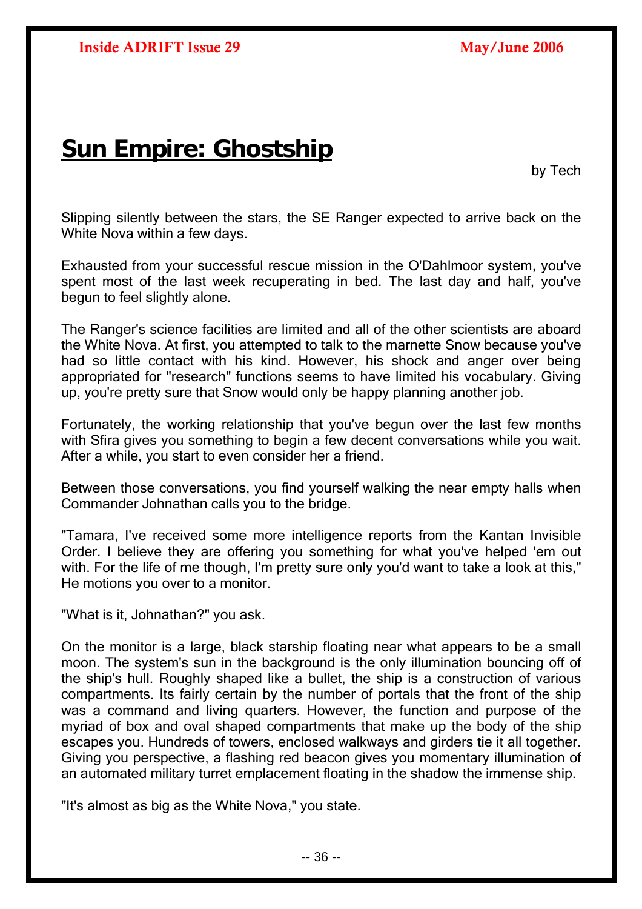# Sun Empire: Ghostship

by Tech

Slipping silently between the stars, the SE Ranger expected to arrive back on the White Nova within a few days.

Exhausted from your successful rescue mission in the O'Dahlmoor system, you've spent most of the last week recuperating in bed. The last day and half, you've begun to feel slightly alone.

The Ranger's science facilities are limited and all of the other scientists are aboard the White Nova. At first, you attempted to talk to the marnette Snow because you've had so little contact with his kind. However, his shock and anger over being appropriated for "research" functions seems to have limited his vocabulary. Giving up, you're pretty sure that Snow would only be happy planning another job.

Fortunately, the working relationship that you've begun over the last few months with Sfira gives you something to begin a few decent conversations while you wait. After a while, you start to even consider her a friend.

Between those conversations, you find yourself walking the near empty halls when Commander Johnathan calls you to the bridge.

"Tamara, I've received some more intelligence reports from the Kantan Invisible Order. I believe they are offering you something for what you've helped 'em out with. For the life of me though, I'm pretty sure only you'd want to take a look at this," He motions you over to a monitor.

"What is it, Johnathan?" you ask.

On the monitor is a large, black starship floating near what appears to be a small moon. The system's sun in the background is the only illumination bouncing off of the ship's hull. Roughly shaped like a bullet, the ship is a construction of various compartments. Its fairly certain by the number of portals that the front of the ship was a command and living quarters. However, the function and purpose of the myriad of box and oval shaped compartments that make up the body of the ship escapes you. Hundreds of towers, enclosed walkways and girders tie it all together. Giving you perspective, a flashing red beacon gives you momentary illumination of an automated military turret emplacement floating in the shadow the immense ship.

"It's almost as big as the White Nova," you state.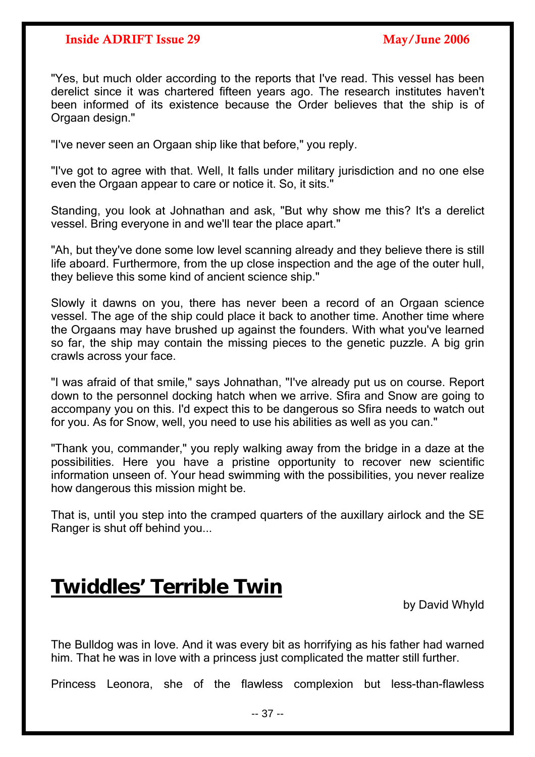"Yes, but much older according to the reports that I've read. This vessel has been derelict since it was chartered fifteen years ago. The research institutes haven't been informed of its existence because the Order believes that the ship is of Orgaan design."

"I've never seen an Orgaan ship like that before," you reply.

"I've got to agree with that. Well, It falls under military jurisdiction and no one else even the Orgaan appear to care or notice it. So, it sits."

Standing, you look at Johnathan and ask, "But why show me this? It's a derelict vessel. Bring everyone in and we'll tear the place apart."

"Ah, but they've done some low level scanning already and they believe there is still life aboard. Furthermore, from the up close inspection and the age of the outer hull, they believe this some kind of ancient science ship."

Slowly it dawns on you, there has never been a record of an Orgaan science vessel. The age of the ship could place it back to another time. Another time where the Orgaans may have brushed up against the founders. With what you've learned so far, the ship may contain the missing pieces to the genetic puzzle. A big grin crawls across your face.

"I was afraid of that smile," says Johnathan, "I've already put us on course. Report down to the personnel docking hatch when we arrive. Sfira and Snow are going to accompany you on this. I'd expect this to be dangerous so Sfira needs to watch out for you. As for Snow, well, you need to use his abilities as well as you can."

"Thank you, commander," you reply walking away from the bridge in a daze at the possibilities. Here you have a pristine opportunity to recover new scientific information unseen of. Your head swimming with the possibilities, you never realize how dangerous this mission might be.

That is, until you step into the cramped quarters of the auxillary airlock and the SE Ranger is shut off behind you...

# Twiddles' Terrible Twin

by David Whyld

The Bulldog was in love. And it was every bit as horrifying as his father had warned him. That he was in love with a princess just complicated the matter still further.

Princess Leonora, she of the flawless complexion but less-than-flawless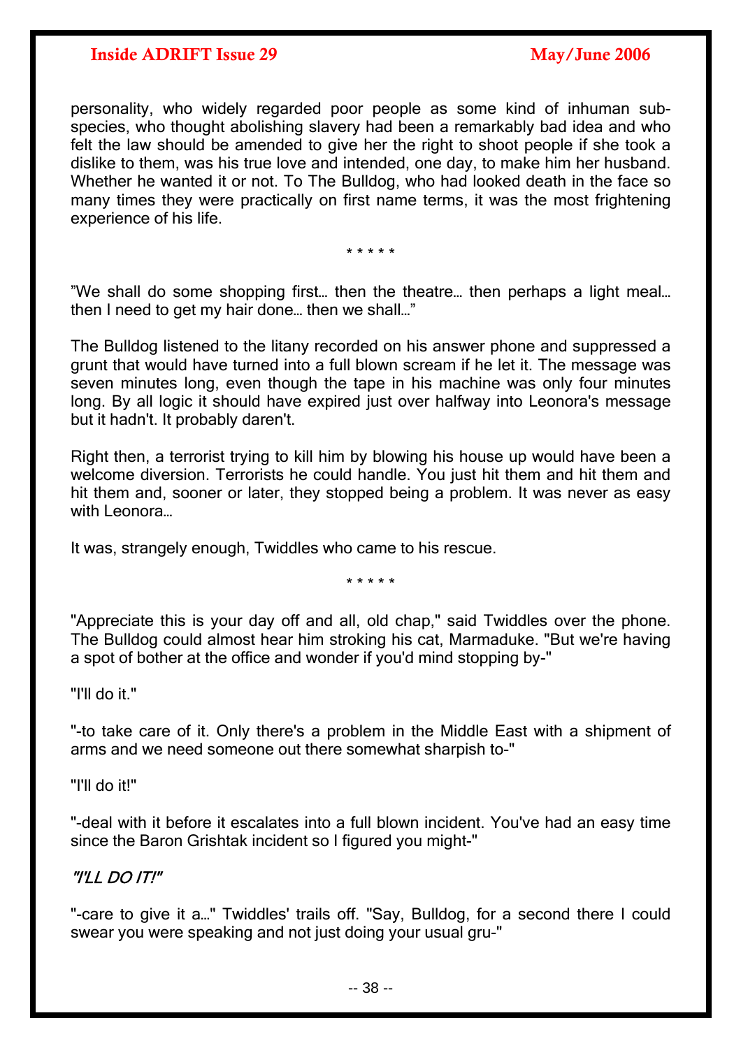personality, who widely regarded poor people as some kind of inhuman sub-species, who thought abolishing slavery had been a remarkably bad idea and who felt the law should be amended to give her the right to shoot people if she took a dislike to them, was his true love and intended, one day, to make him her husband. Whether he wanted it or not. To The Bulldog, who had looked death in the face so many times they were practically on first name terms, it was the most frightening experience of his life.

\* \* \* \* \*

"We shall do some shopping first… then the theatre… then perhaps a light meal… then I need to get my hair done… then we shall…"

The Bulldog listened to the litany recorded on his answer phone and suppressed a grunt that would have turned into a full blown scream if he let it. The message was seven minutes long, even though the tape in his machine was only four minutes long. By all logic it should have expired just over halfway into Leonora's message but it hadn't. It probably daren't.

Right then, a terrorist trying to kill him by blowing his house up would have been a welcome diversion. Terrorists he could handle. You just hit them and hit them and hit them and, sooner or later, they stopped being a problem. It was never as easy with Leonora…

It was, strangely enough, Twiddles who came to his rescue.

\* \* \* \* \*

"Appreciate this is your day off and all, old chap," said Twiddles over the phone. The Bulldog could almost hear him stroking his cat, Marmaduke. "But we're having a spot of bother at the office and wonder if you'd mind stopping by-"

"I'll do it."

"-to take care of it. Only there's a problem in the Middle East with a shipment of arms and we need someone out there somewhat sharpish to-"

"I'll do it!"

"-deal with it before it escalates into a full blown incident. You've had an easy time since the Baron Grishtak incident so I figured you might-"

***"I'LL DO IT!"***

"-care to give it a…" Twiddles' trails off. "Say, Bulldog, for a second there I could swear you were speaking and not just doing your usual gru-"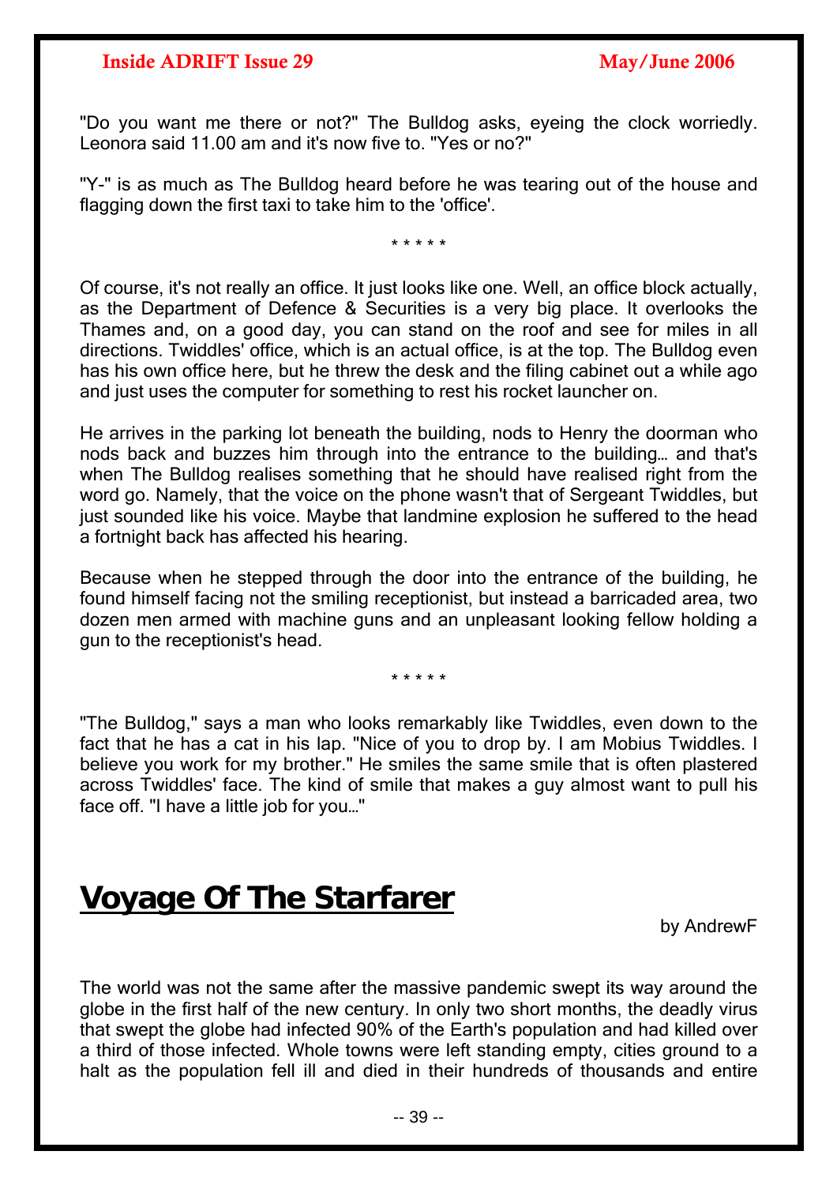"Do you want me there or not?" The Bulldog asks, eyeing the clock worriedly. Leonora said 11.00 am and it's now five to. "Yes or no?"

"Y-" is as much as The Bulldog heard before he was tearing out of the house and flagging down the first taxi to take him to the 'office'.

\* \* \* \* \*

Of course, it's not really an office. It just looks like one. Well, an office block actually, as the Department of Defence & Securities is a very big place. It overlooks the Thames and, on a good day, you can stand on the roof and see for miles in all directions. Twiddles' office, which is an actual office, is at the top. The Bulldog even has his own office here, but he threw the desk and the filing cabinet out a while ago and just uses the computer for something to rest his rocket launcher on.

He arrives in the parking lot beneath the building, nods to Henry the doorman who nods back and buzzes him through into the entrance to the building… and that's when The Bulldog realises something that he should have realised right from the word go. Namely, that the voice on the phone wasn't that of Sergeant Twiddles, but just sounded like his voice. Maybe that landmine explosion he suffered to the head a fortnight back has affected his hearing.

Because when he stepped through the door into the entrance of the building, he found himself facing not the smiling receptionist, but instead a barricaded area, two dozen men armed with machine guns and an unpleasant looking fellow holding a gun to the receptionist's head.

\* \* \* \* \*

"The Bulldog," says a man who looks remarkably like Twiddles, even down to the fact that he has a cat in his lap. "Nice of you to drop by. I am Mobius Twiddles. I believe you work for my brother." He smiles the same smile that is often plastered across Twiddles' face. The kind of smile that makes a guy almost want to pull his face off. "I have a little job for you…"

# Voyage Of The Starfarer

by AndrewF

The world was not the same after the massive pandemic swept its way around the globe in the first half of the new century. In only two short months, the deadly virus that swept the globe had infected 90% of the Earth's population and had killed over a third of those infected. Whole towns were left standing empty, cities ground to a halt as the population fell ill and died in their hundreds of thousands and entire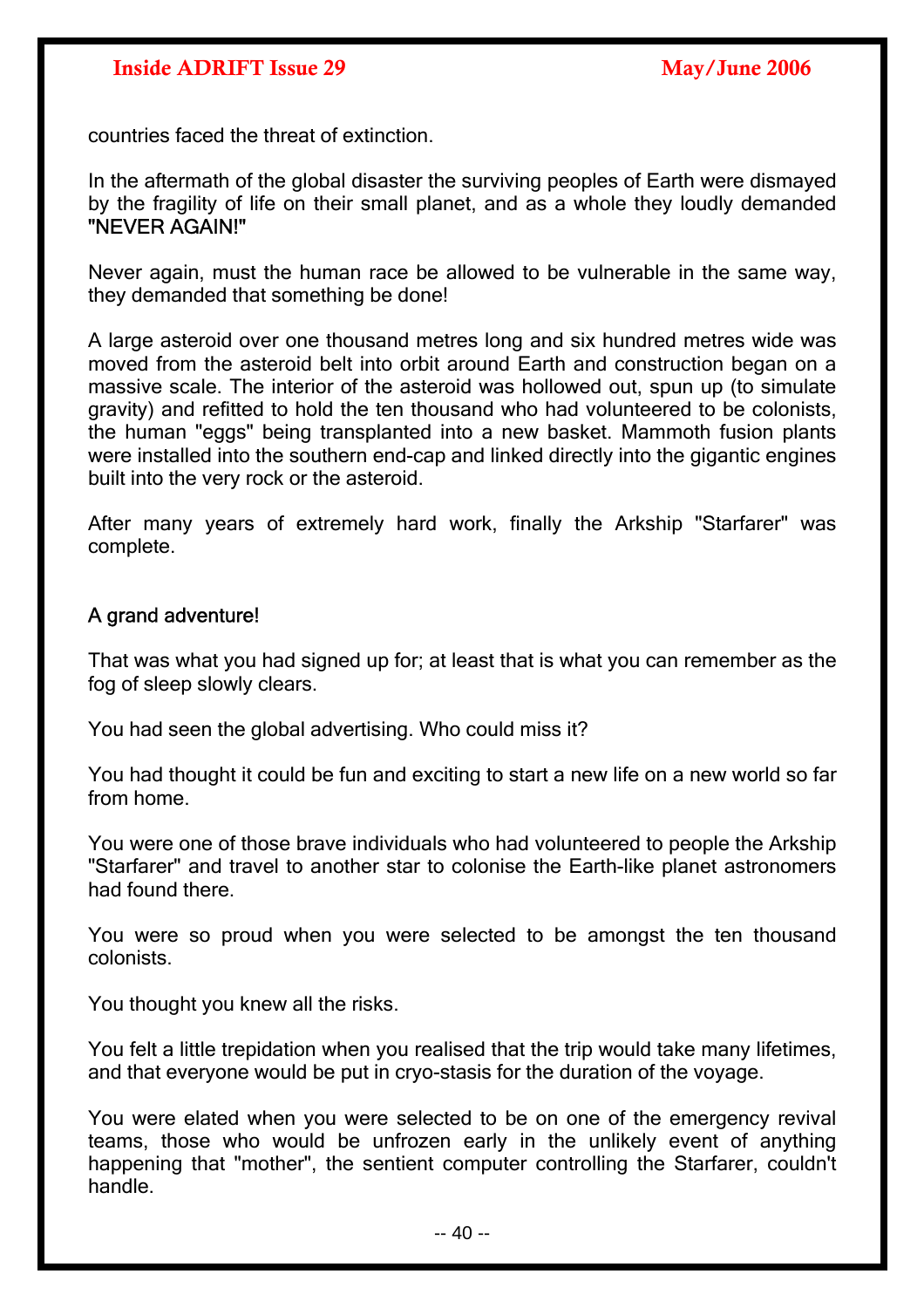countries faced the threat of extinction.

In the aftermath of the global disaster the surviving peoples of Earth were dismayed by the fragility of life on their small planet, and as a whole they loudly demanded "NEVER AGAIN!"

Never again, must the human race be allowed to be vulnerable in the same way, they demanded that something be done!

A large asteroid over one thousand metres long and six hundred metres wide was moved from the asteroid belt into orbit around Earth and construction began on a massive scale. The interior of the asteroid was hollowed out, spun up (to simulate gravity) and refitted to hold the ten thousand who had volunteered to be colonists, the human "eggs" being transplanted into a new basket. Mammoth fusion plants were installed into the southern end-cap and linked directly into the gigantic engines built into the very rock or the asteroid.

After many years of extremely hard work, finally the Arkship "Starfarer" was complete.

A grand adventure!

That was what you had signed up for; at least that is what you can remember as the fog of sleep slowly clears.

You had seen the global advertising. Who could miss it?

You had thought it could be fun and exciting to start a new life on a new world so far from home.

You were one of those brave individuals who had volunteered to people the Arkship "Starfarer" and travel to another star to colonise the Earth-like planet astronomers had found there.

You were so proud when you were selected to be amongst the ten thousand colonists.

You thought you knew all the risks.

You felt a little trepidation when you realised that the trip would take many lifetimes, and that everyone would be put in cryo-stasis for the duration of the voyage.

You were elated when you were selected to be on one of the emergency revival teams, those who would be unfrozen early in the unlikely event of anything happening that "mother", the sentient computer controlling the Starfarer, couldn't handle.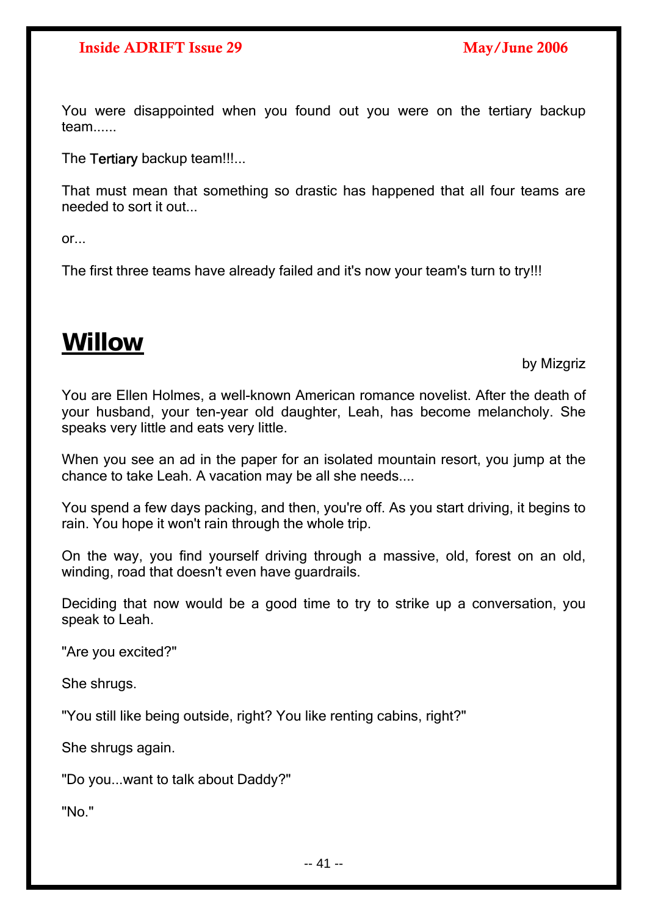You were disappointed when you found out you were on the tertiary backup team......

The Tertiary backup team!!!...

That must mean that something so drastic has happened that all four teams are needed to sort it out...

or...

The first three teams have already failed and it's now your team's turn to try!!!

# Willow

by Mizgriz

You are Ellen Holmes, a well-known American romance novelist. After the death of your husband, your ten-year old daughter, Leah, has become melancholy. She speaks very little and eats very little.

When you see an ad in the paper for an isolated mountain resort, you jump at the chance to take Leah. A vacation may be all she needs....

You spend a few days packing, and then, you're off. As you start driving, it begins to rain. You hope it won't rain through the whole trip.

On the way, you find yourself driving through a massive, old, forest on an old, winding, road that doesn't even have guardrails.

Deciding that now would be a good time to try to strike up a conversation, you speak to Leah.

"Are you excited?"

She shrugs.

"You still like being outside, right? You like renting cabins, right?"

She shrugs again.

"Do you...want to talk about Daddy?"

"No."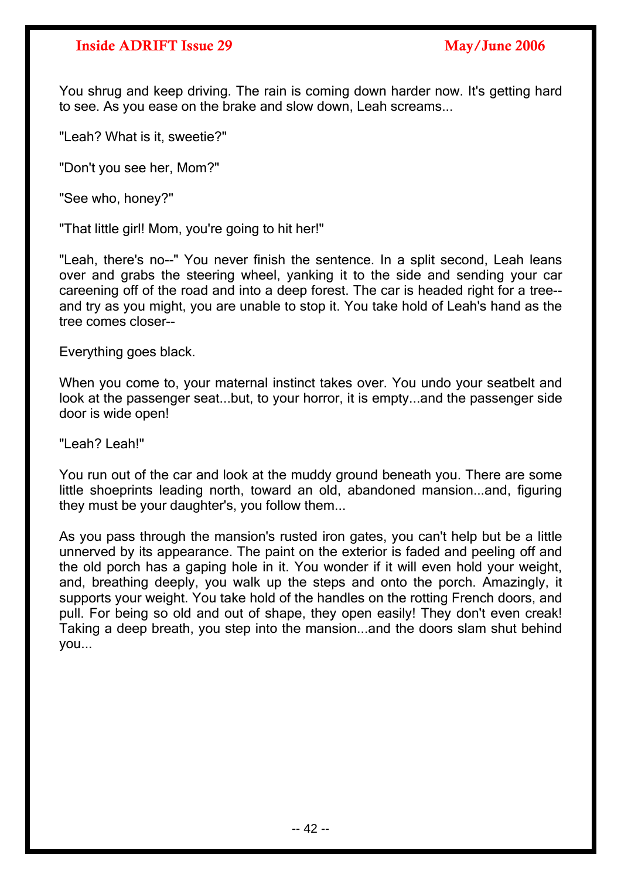You shrug and keep driving. The rain is coming down harder now. It's getting hard to see. As you ease on the brake and slow down, Leah screams...

"Leah? What is it, sweetie?"

"Don't you see her, Mom?"

"See who, honey?"

"That little girl! Mom, you're going to hit her!"

"Leah, there's no--" You never finish the sentence. In a split second, Leah leans over and grabs the steering wheel, yanking it to the side and sending your car careening off of the road and into a deep forest. The car is headed right for a tree--and try as you might, you are unable to stop it. You take hold of Leah's hand as the tree comes closer--

Everything goes black.

When you come to, your maternal instinct takes over. You undo your seatbelt and look at the passenger seat...but, to your horror, it is empty...and the passenger side door is wide open!

"Leah? Leah!"

You run out of the car and look at the muddy ground beneath you. There are some little shoeprints leading north, toward an old, abandoned mansion...and, figuring they must be your daughter's, you follow them...

As you pass through the mansion's rusted iron gates, you can't help but be a little unnerved by its appearance. The paint on the exterior is faded and peeling off and the old porch has a gaping hole in it. You wonder if it will even hold your weight, and, breathing deeply, you walk up the steps and onto the porch. Amazingly, it supports your weight. You take hold of the handles on the rotting French doors, and pull. For being so old and out of shape, they open easily! They don't even creak! Taking a deep breath, you step into the mansion...and the doors slam shut behind you...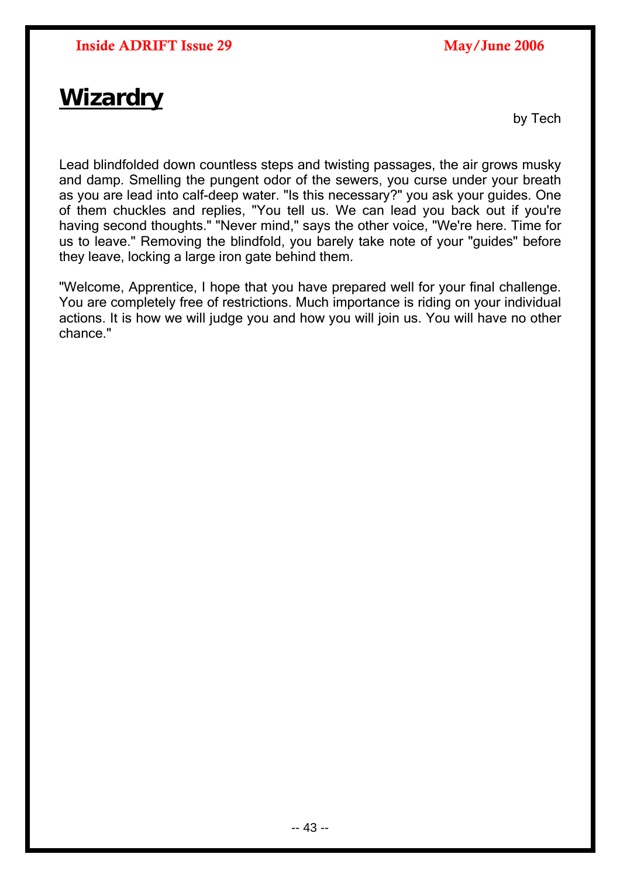# Wizardry

by Tech

Lead blindfolded down countless steps and twisting passages, the air grows musky and damp. Smelling the pungent odor of the sewers, you curse under your breath as you are lead into calf-deep water. "Is this necessary?" you ask your guides. One of them chuckles and replies, "You tell us. We can lead you back out if you're having second thoughts." "Never mind," says the other voice, "We're here. Time for us to leave." Removing the blindfold, you barely take note of your "guides" before they leave, locking a large iron gate behind them.

"Welcome, Apprentice, I hope that you have prepared well for your final challenge. You are completely free of restrictions. Much importance is riding on your individual actions. It is how we will judge you and how you will join us. You will have no other chance."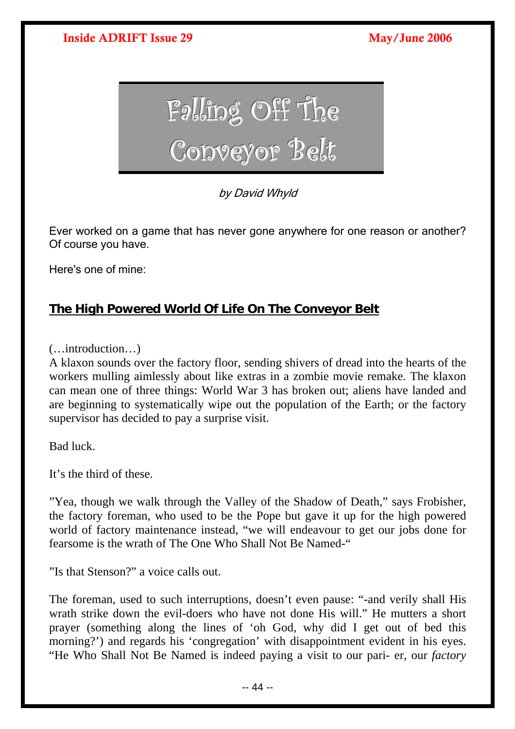# Falling Off The Conveyor Belt

*by David Whyld*

Ever worked on a game that has never gone anywhere for one reason or another? Of course you have.

Here's one of mine:

## The High Powered World Of Life On The Conveyor Belt

(…introduction…)
A klaxon sounds over the factory floor, sending shivers of dread into the hearts of the workers mulling aimlessly about like extras in a zombie movie remake. The klaxon can mean one of three things: World War 3 has broken out; aliens have landed and are beginning to systematically wipe out the population of the Earth; or the factory supervisor has decided to pay a surprise visit.

Bad luck.

It's the third of these.

"Yea, though we walk through the Valley of the Shadow of Death," says Frobisher, the factory foreman, who used to be the Pope but gave it up for the high powered world of factory maintenance instead, "we will endeavour to get our jobs done for fearsome is the wrath of The One Who Shall Not Be Named-"

"Is that Stenson?" a voice calls out.

The foreman, used to such interruptions, doesn't even pause: "-and verily shall His wrath strike down the evil-doers who have not done His will." He mutters a short prayer (something along the lines of 'oh God, why did I get out of bed this morning?') and regards his 'congregation' with disappointment evident in his eyes. "He Who Shall Not Be Named is indeed paying a visit to our pari- er, our *factory*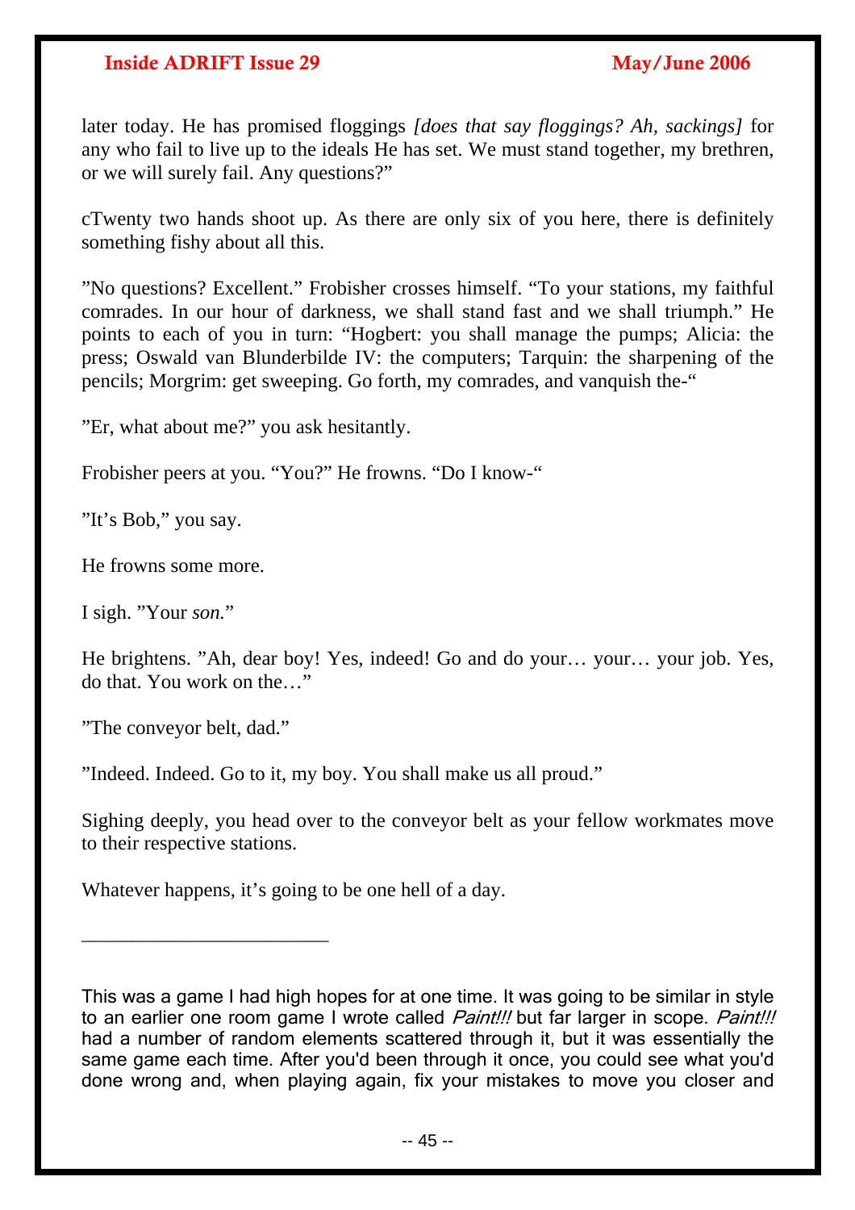later today. He has promised floggings *[does that say floggings? Ah, sackings]* for any who fail to live up to the ideals He has set. We must stand together, my brethren, or we will surely fail. Any questions?"

cTwenty two hands shoot up. As there are only six of you here, there is definitely something fishy about all this.

"No questions? Excellent." Frobisher crosses himself. "To your stations, my faithful comrades. In our hour of darkness, we shall stand fast and we shall triumph." He points to each of you in turn: "Hogbert: you shall manage the pumps; Alicia: the press; Oswald van Blunderbilde IV: the computers; Tarquin: the sharpening of the pencils; Morgrim: get sweeping. Go forth, my comrades, and vanquish the-"

"Er, what about me?" you ask hesitantly.

Frobisher peers at you. "You?" He frowns. "Do I know-"

"It's Bob," you say.

He frowns some more.

I sigh. "Your *son*."

He brightens. "Ah, dear boy! Yes, indeed! Go and do your… your… your job. Yes, do that. You work on the…"

"The conveyor belt, dad."

"Indeed. Indeed. Go to it, my boy. You shall make us all proud."

Sighing deeply, you head over to the conveyor belt as your fellow workmates move to their respective stations.

Whatever happens, it's going to be one hell of a day.

---

This was a game I had high hopes for at one time. It was going to be similar in style to an earlier one room game I wrote called *Paint!!!* but far larger in scope. *Paint!!!* had a number of random elements scattered through it, but it was essentially the same game each time. After you'd been through it once, you could see what you'd done wrong and, when playing again, fix your mistakes to move you closer and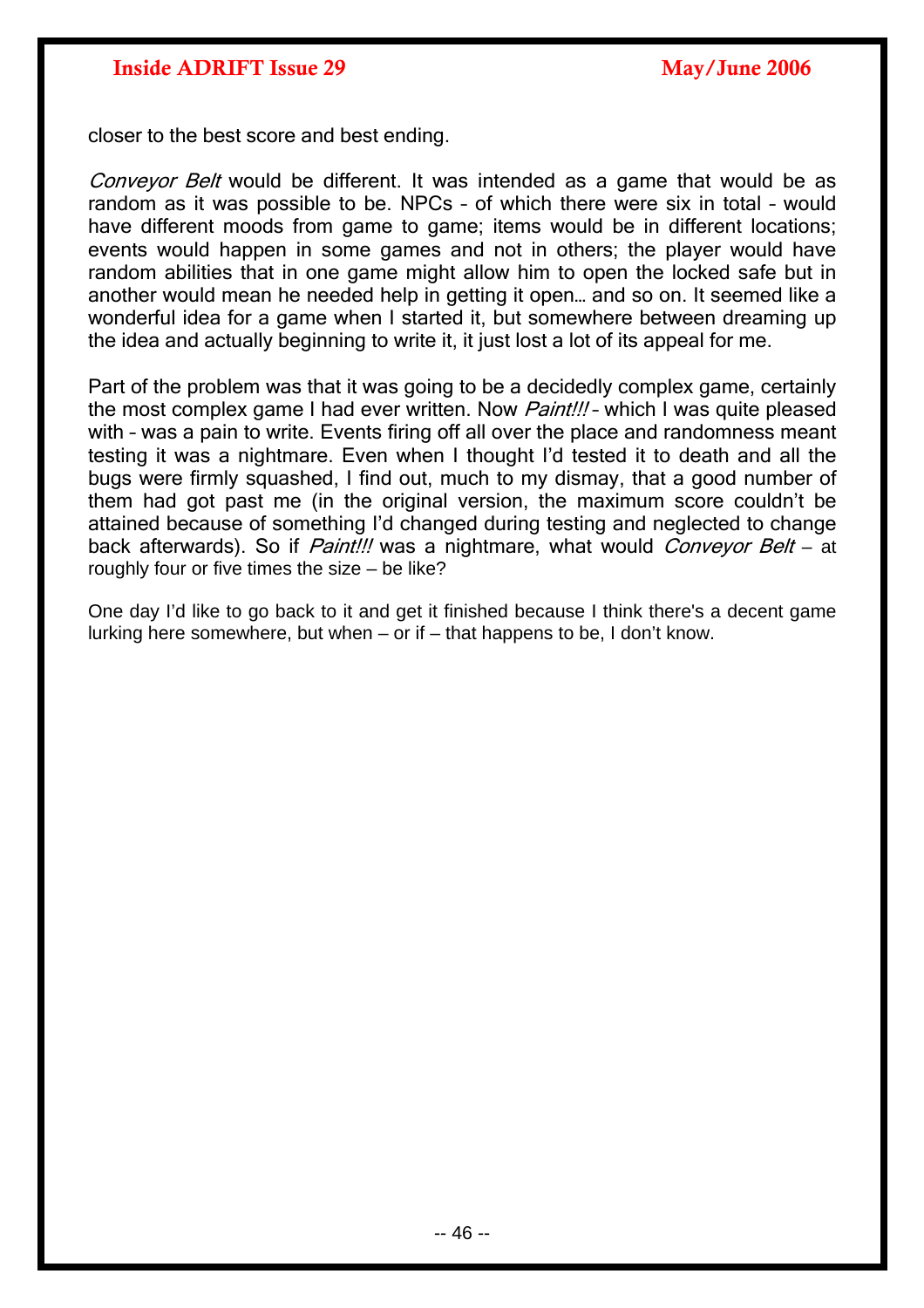closer to the best score and best ending.

*Conveyor Belt* would be different. It was intended as a game that would be as random as it was possible to be. NPCs – of which there were six in total – would have different moods from game to game; items would be in different locations; events would happen in some games and not in others; the player would have random abilities that in one game might allow him to open the locked safe but in another would mean he needed help in getting it open… and so on. It seemed like a wonderful idea for a game when I started it, but somewhere between dreaming up the idea and actually beginning to write it, it just lost a lot of its appeal for me.

Part of the problem was that it was going to be a decidedly complex game, certainly the most complex game I had ever written. Now *Paint!!!* – which I was quite pleased with – was a pain to write. Events firing off all over the place and randomness meant testing it was a nightmare. Even when I thought I'd tested it to death and all the bugs were firmly squashed, I find out, much to my dismay, that a good number of them had got past me (in the original version, the maximum score couldn't be attained because of something I'd changed during testing and neglected to change back afterwards). So if *Paint!!!* was a nightmare, what would *Conveyor Belt* – at roughly four or five times the size – be like?

One day I'd like to go back to it and get it finished because I think there's a decent game lurking here somewhere, but when – or if – that happens to be, I don't know.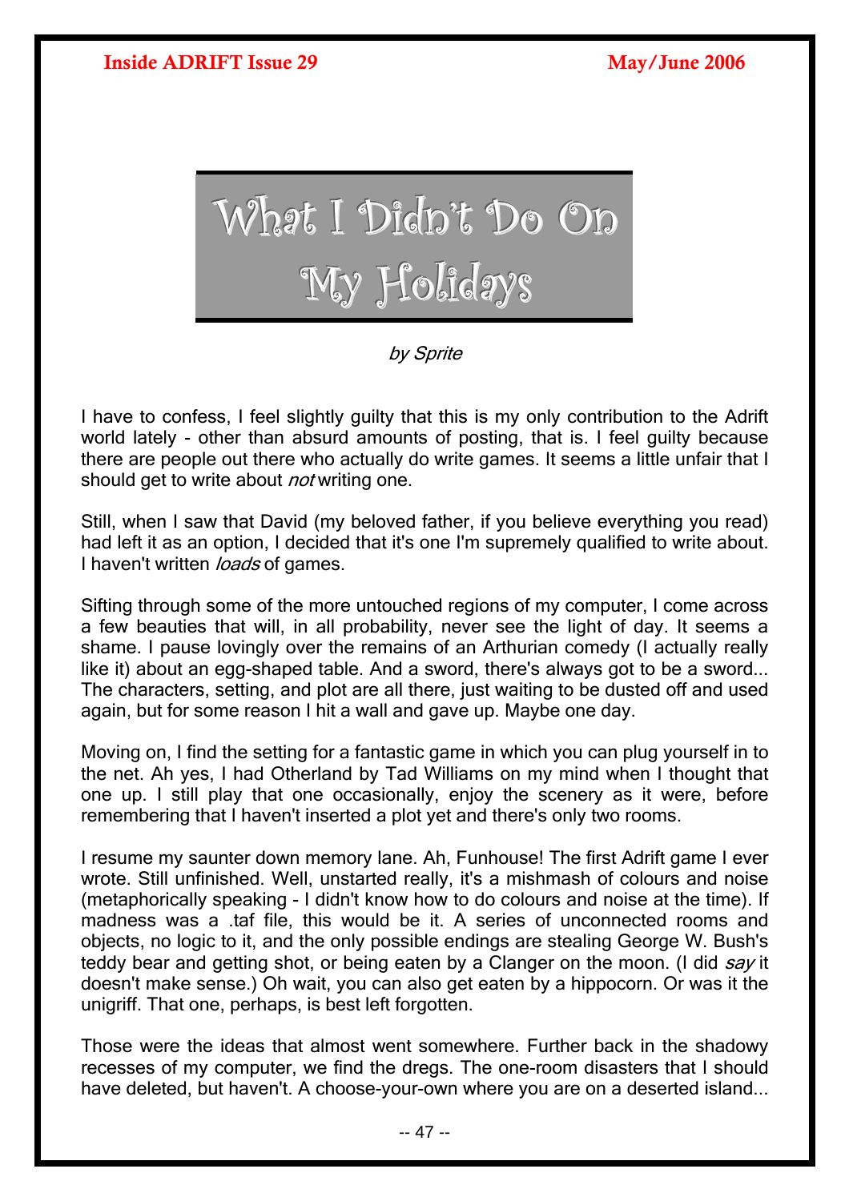# What I Didn't Do On My Holidays

*by Sprite*

I have to confess, I feel slightly guilty that this is my only contribution to the Adrift world lately - other than absurd amounts of posting, that is. I feel guilty because there are people out there who actually do write games. It seems a little unfair that I should get to write about *not* writing one.

Still, when I saw that David (my beloved father, if you believe everything you read) had left it as an option, I decided that it's one I'm supremely qualified to write about. I haven't written *loads* of games.

Sifting through some of the more untouched regions of my computer, I come across a few beauties that will, in all probability, never see the light of day. It seems a shame. I pause lovingly over the remains of an Arthurian comedy (I actually really like it) about an egg-shaped table. And a sword, there's always got to be a sword... The characters, setting, and plot are all there, just waiting to be dusted off and used again, but for some reason I hit a wall and gave up. Maybe one day.

Moving on, I find the setting for a fantastic game in which you can plug yourself in to the net. Ah yes, I had Otherland by Tad Williams on my mind when I thought that one up. I still play that one occasionally, enjoy the scenery as it were, before remembering that I haven't inserted a plot yet and there's only two rooms.

I resume my saunter down memory lane. Ah, Funhouse! The first Adrift game I ever wrote. Still unfinished. Well, unstarted really, it's a mishmash of colours and noise (metaphorically speaking - I didn't know how to do colours and noise at the time). If madness was a .taf file, this would be it. A series of unconnected rooms and objects, no logic to it, and the only possible endings are stealing George W. Bush's teddy bear and getting shot, or being eaten by a Clanger on the moon. (I did *say* it doesn't make sense.) Oh wait, you can also get eaten by a hippocorn. Or was it the unigriff. That one, perhaps, is best left forgotten.

Those were the ideas that almost went somewhere. Further back in the shadowy recesses of my computer, we find the dregs. The one-room disasters that I should have deleted, but haven't. A choose-your-own where you are on a deserted island...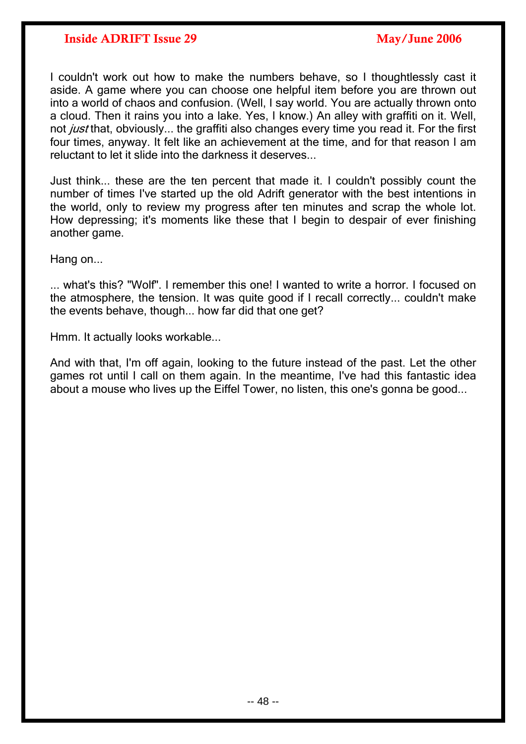I couldn't work out how to make the numbers behave, so I thoughtlessly cast it aside. A game where you can choose one helpful item before you are thrown out into a world of chaos and confusion. (Well, I say world. You are actually thrown onto a cloud. Then it rains you into a lake. Yes, I know.) An alley with graffiti on it. Well, not *just* that, obviously... the graffiti also changes every time you read it. For the first four times, anyway. It felt like an achievement at the time, and for that reason I am reluctant to let it slide into the darkness it deserves...

Just think... these are the ten percent that made it. I couldn't possibly count the number of times I've started up the old Adrift generator with the best intentions in the world, only to review my progress after ten minutes and scrap the whole lot. How depressing; it's moments like these that I begin to despair of ever finishing another game.

Hang on...

... what's this? "Wolf". I remember this one! I wanted to write a horror. I focused on the atmosphere, the tension. It was quite good if I recall correctly... couldn't make the events behave, though... how far did that one get?

Hmm. It actually looks workable...

And with that, I'm off again, looking to the future instead of the past. Let the other games rot until I call on them again. In the meantime, I've had this fantastic idea about a mouse who lives up the Eiffel Tower, no listen, this one's gonna be good...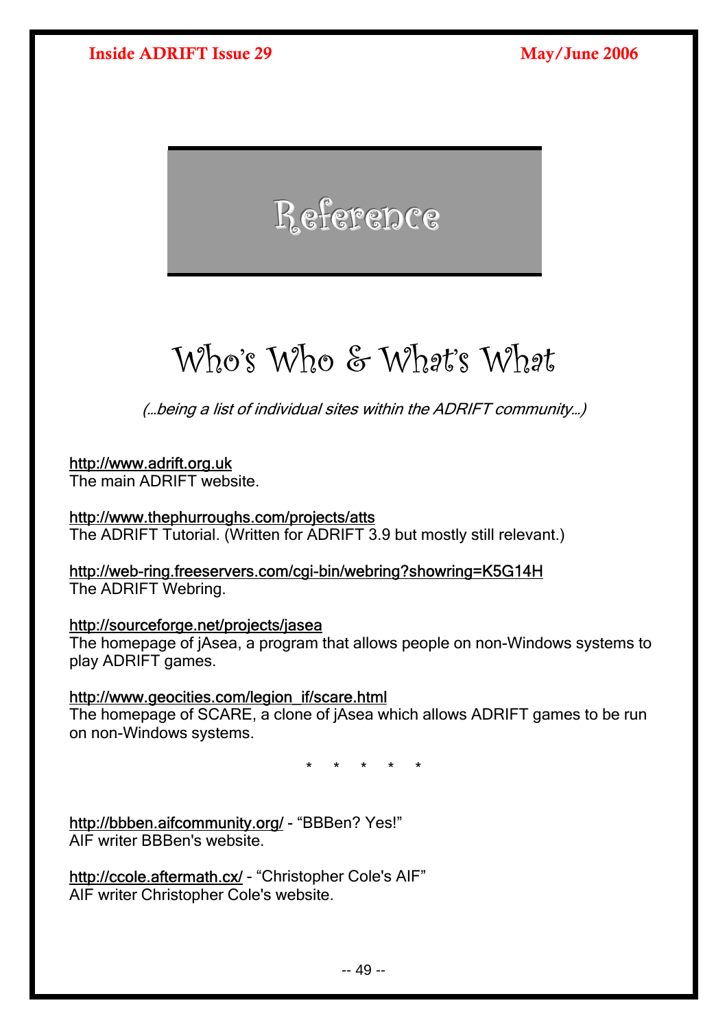# Reference

## Who's Who & What's What

*(...being a list of individual sites within the ADRIFT community...)*

http://www.adrift.org.uk
The main ADRIFT website.

http://www.thephurroughs.com/projects/atts
The ADRIFT Tutorial. (Written for ADRIFT 3.9 but mostly still relevant.)

http://web-ring.freeservers.com/cgi-bin/webring?showring=K5G14H
The ADRIFT Webring.

http://sourceforge.net/projects/jasea
The homepage of jAsea, a program that allows people on non-Windows systems to play ADRIFT games.

http://www.geocities.com/legion_if/scare.html
The homepage of SCARE, a clone of jAsea which allows ADRIFT games to be run on non-Windows systems.

\* \* \* \* \*

http://bbben.aifcommunity.org/ - “BBBen? Yes!”
AIF writer BBBen's website.

http://ccole.aftermath.cx/ - “Christopher Cole's AIF”
AIF writer Christopher Cole's website.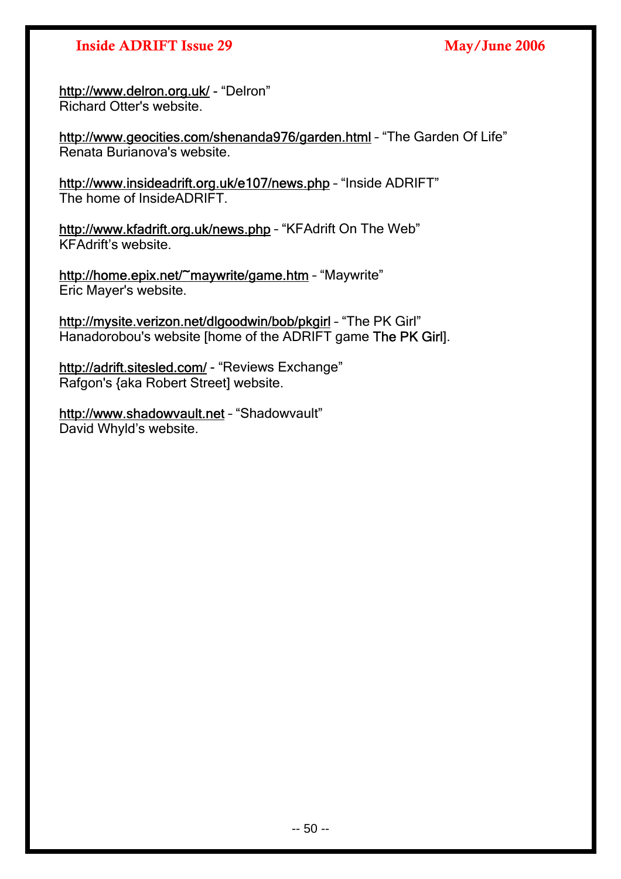http://www.delron.org.uk/ - “Delron”
Richard Otter's website.

http://www.geocities.com/shenanda976/garden.html – “The Garden Of Life”
Renata Burianova's website.

http://www.insideadrift.org.uk/e107/news.php – “Inside ADRIFT”
The home of InsideADRIFT.

http://www.kfadrift.org.uk/news.php – “KFAdrift On The Web”
KFAdrift’s website.

http://home.epix.net/~maywrite/game.htm – “Maywrite”
Eric Mayer's website.

http://mysite.verizon.net/dlgoodwin/bob/pkgirl – “The PK Girl”
Hanadorobou's website [home of the ADRIFT game The PK Girl].

http://adrift.sitesled.com/ - “Reviews Exchange”
Rafgon's {aka Robert Street] website.

http://www.shadowvault.net – “Shadowvault”
David Whyld’s website.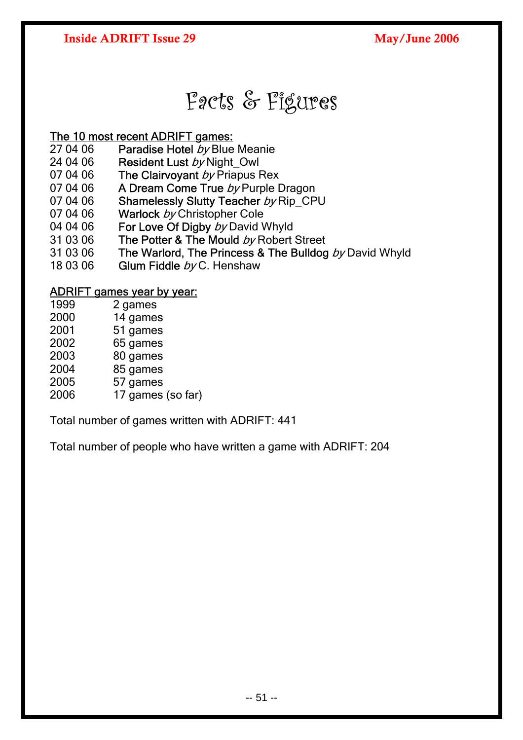# Facts & Figures

The 10 most recent ADRIFT games:

| | |
|---|---|
| 27 04 06 | **Paradise Hotel** *by* Blue Meanie |
| 24 04 06 | **Resident Lust** *by* Night_Owl |
| 07 04 06 | **The Clairvoyant** *by* Priapus Rex |
| 07 04 06 | **A Dream Come True** *by* Purple Dragon |
| 07 04 06 | **Shamelessly Slutty Teacher** *by* Rip_CPU |
| 07 04 06 | **Warlock** *by* Christopher Cole |
| 04 04 06 | **For Love Of Digby** *by* David Whyld |
| 31 03 06 | **The Potter & The Mould** *by* Robert Street |
| 31 03 06 | **The Warlord, The Princess & The Bulldog** *by* David Whyld |
| 18 03 06 | **Glum Fiddle** *by* C. Henshaw |

ADRIFT games year by year:

| | |
|---|---|
| 1999 | 2 games |
| 2000 | 14 games |
| 2001 | 51 games |
| 2002 | 65 games |
| 2003 | 80 games |
| 2004 | 85 games |
| 2005 | 57 games |
| 2006 | 17 games (so far) |

Total number of games written with ADRIFT: 441

Total number of people who have written a game with ADRIFT: 204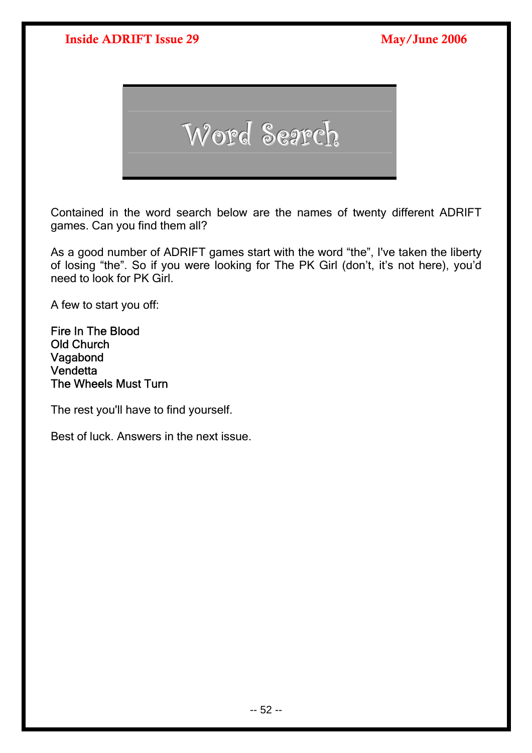# Word Search

Contained in the word search below are the names of twenty different ADRIFT games. Can you find them all?

As a good number of ADRIFT games start with the word “the”, I've taken the liberty of losing “the”. So if you were looking for The PK Girl (don’t, it’s not here), you’d need to look for PK Girl.

A few to start you off:

Fire In The Blood
Old Church
Vagabond
Vendetta
The Wheels Must Turn

The rest you'll have to find yourself.

Best of luck. Answers in the next issue.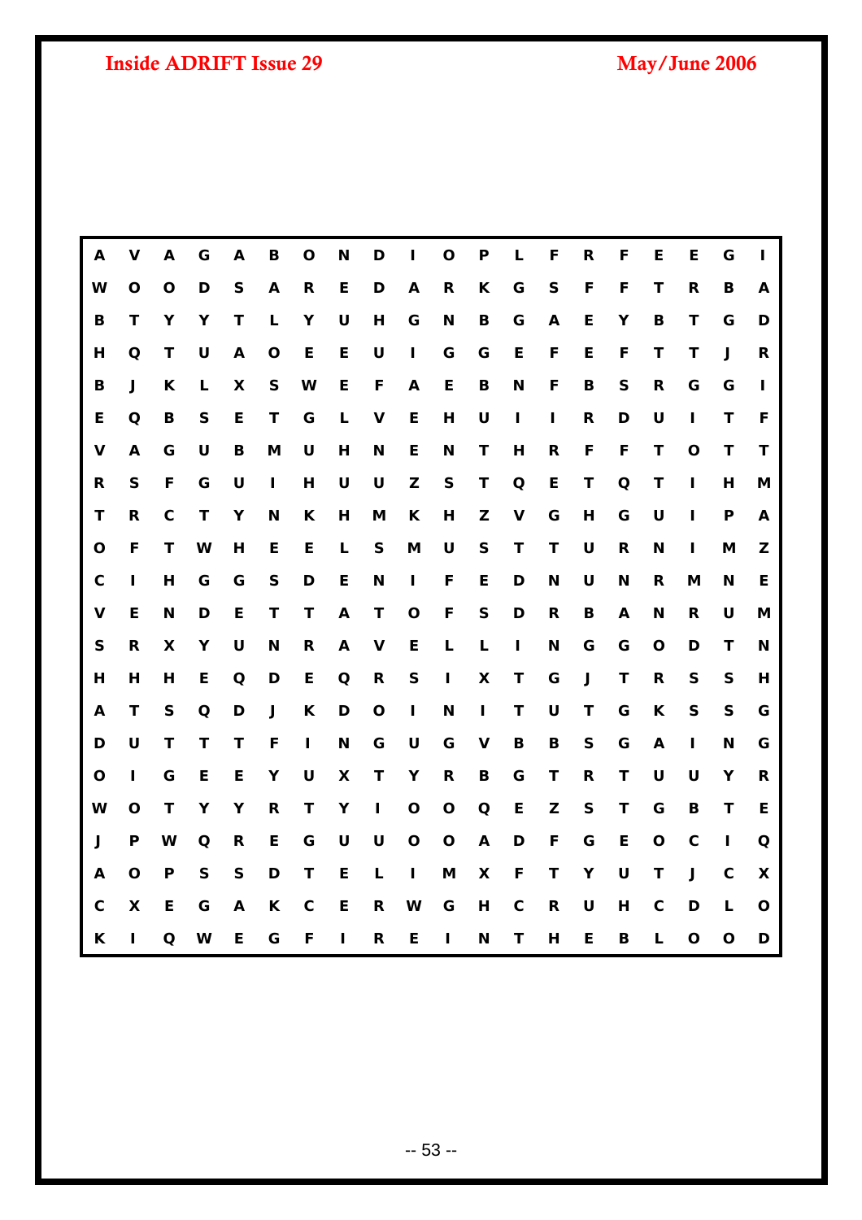| A | V | A | G | A | B | O | N | D | I | O | P | L | F | R | F | E | E | G | I |
|---|---|---|---|---|---|---|---|---|---|---|---|---|---|---|---|---|---|---|---|
| W | O | O | D | S | A | R | E | D | A | R | K | G | S | F | F | T | R | B | A |
| B | T | Y | Y | T | L | Y | U | H | G | N | B | G | A | E | Y | B | T | G | D |
| H | Q | T | U | A | O | E | E | U | I | G | G | E | F | E | F | T | T | J | R |
| B | J | K | L | X | S | W | E | F | A | E | B | N | F | B | S | R | G | G | I |
| E | Q | B | S | E | T | G | L | V | E | H | U | I | I | R | D | U | I | T | F |
| V | A | G | U | B | M | U | H | N | E | N | T | H | R | F | F | T | O | T | T |
| R | S | F | G | U | I | H | U | U | Z | S | T | Q | E | T | Q | T | I | H | M |
| T | R | C | T | Y | N | K | H | M | K | H | Z | V | G | H | G | U | I | P | A |
| O | F | T | W | H | E | E | L | S | M | U | S | T | T | U | R | N | I | M | Z |
| C | I | H | G | G | S | D | E | N | I | F | E | D | N | U | N | R | M | N | E |
| V | E | N | D | E | T | T | A | T | O | F | S | D | R | B | A | N | R | U | M |
| S | R | X | Y | U | N | R | A | V | E | L | L | I | N | G | G | O | D | T | N |
| H | H | H | E | Q | D | E | Q | R | S | I | X | T | G | J | T | R | S | S | H |
| A | T | S | Q | D | J | K | D | O | I | N | I | T | U | T | G | K | S | S | G |
| D | U | T | T | T | F | I | N | G | U | G | V | B | B | S | G | A | I | N | G |
| O | I | G | E | E | Y | U | X | T | Y | R | B | G | T | R | T | U | U | Y | R |
| W | O | T | Y | Y | R | T | Y | I | O | O | Q | E | Z | S | T | G | B | T | E |
| J | P | W | Q | R | E | G | U | U | O | O | A | D | F | G | E | O | C | I | Q |
| A | O | P | S | S | D | T | E | L | I | M | X | F | T | Y | U | T | J | C | X |
| C | X | E | G | A | K | C | E | R | W | G | H | C | R | U | H | C | D | L | O |
| K | I | Q | W | E | G | F | I | R | E | I | N | T | H | E | B | L | O | O | D |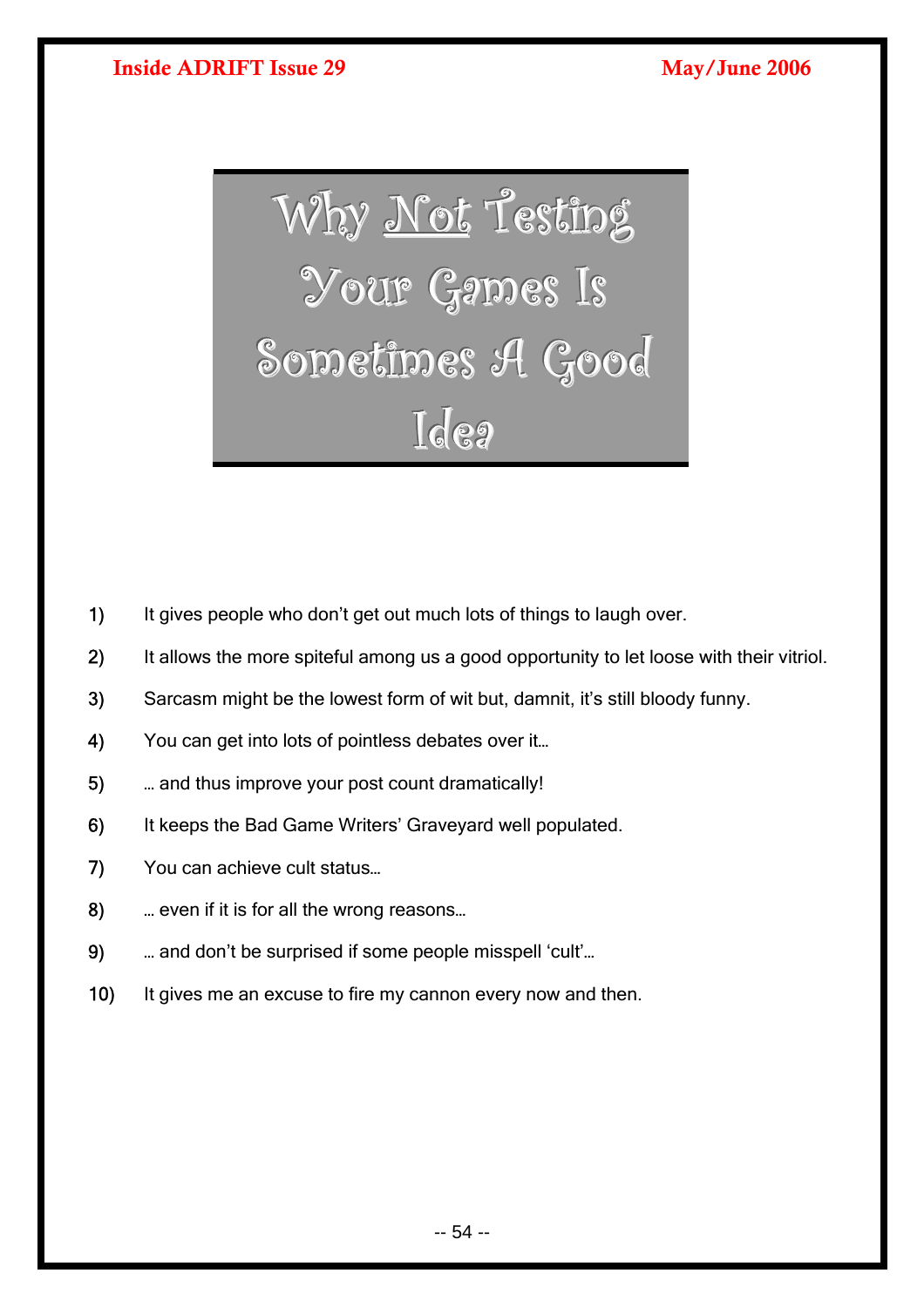# Why <u>Not</u> Testing Your Games Is Sometimes A Good Idea

1) It gives people who don't get out much lots of things to laugh over.
2) It allows the more spiteful among us a good opportunity to let loose with their vitriol.
3) Sarcasm might be the lowest form of wit but, damnit, it's still bloody funny.
4) You can get into lots of pointless debates over it…
5) … and thus improve your post count dramatically!
6) It keeps the Bad Game Writers' Graveyard well populated.
7) You can achieve cult status…
8) … even if it is for all the wrong reasons…
9) … and don't be surprised if some people misspell 'cult'…
10) It gives me an excuse to fire my cannon every now and then.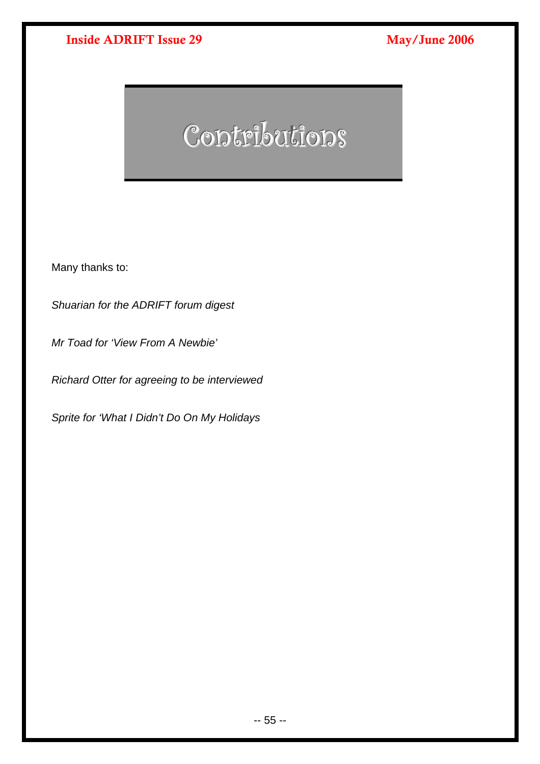# Contributions

Many thanks to:

*Shuarian for the ADRIFT forum digest*

*Mr Toad for 'View From A Newbie'*

*Richard Otter for agreeing to be interviewed*

*Sprite for 'What I Didn't Do On My Holidays*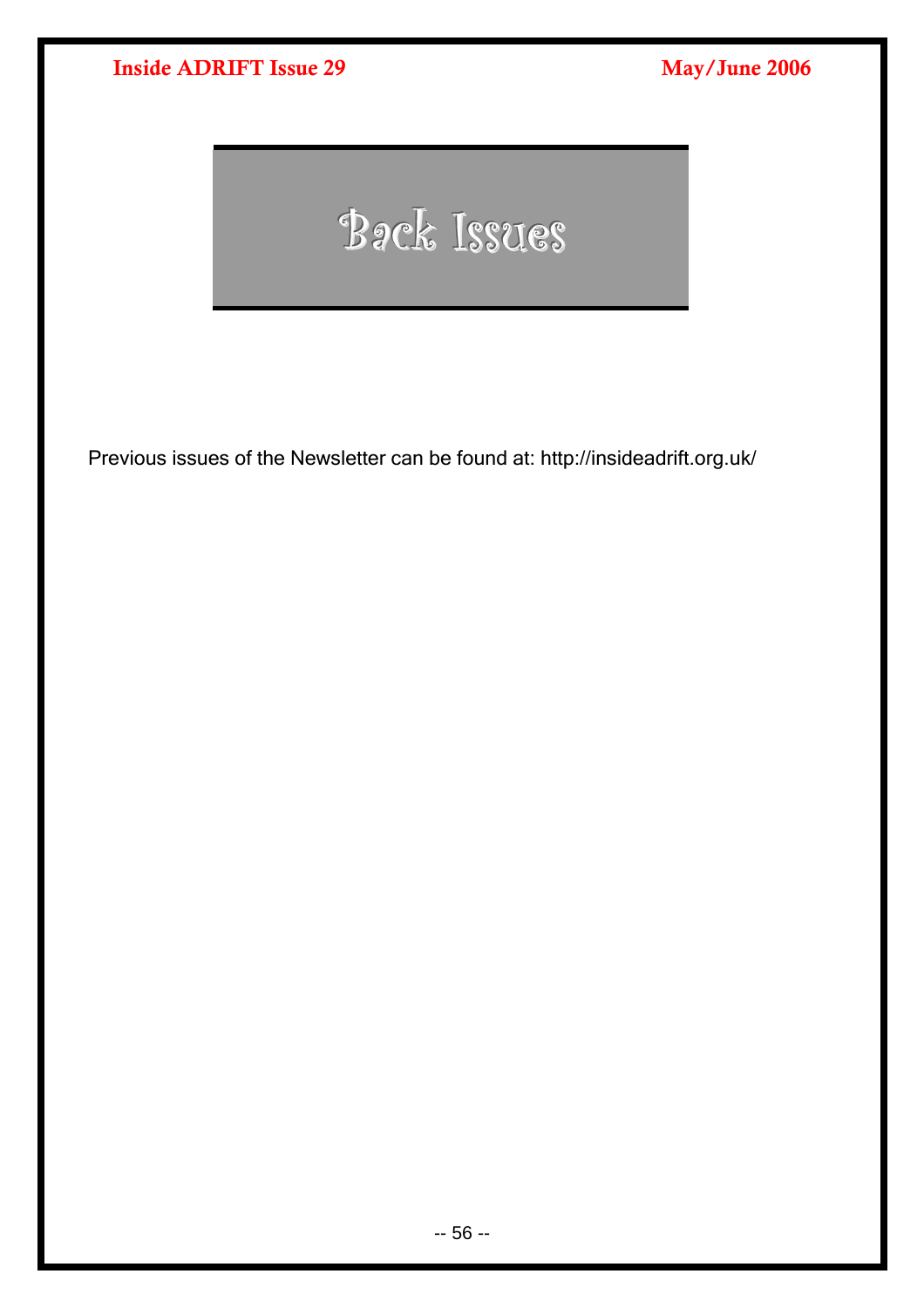# Back Issues

Previous issues of the Newsletter can be found at: http://insideadrift.org.uk/